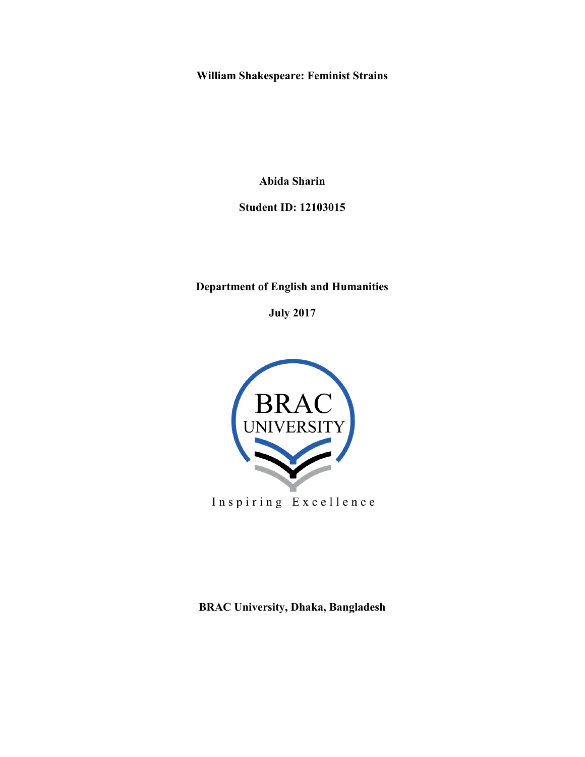**William Shakespeare: Feminist Strains**

**Abida Sharin**

**Student ID: 12103015**

**Department of English and Humanities**

**July 2017**

BRAC UNIVERSITY

Inspiring Excellence

**BRAC University, Dhaka, Bangladesh**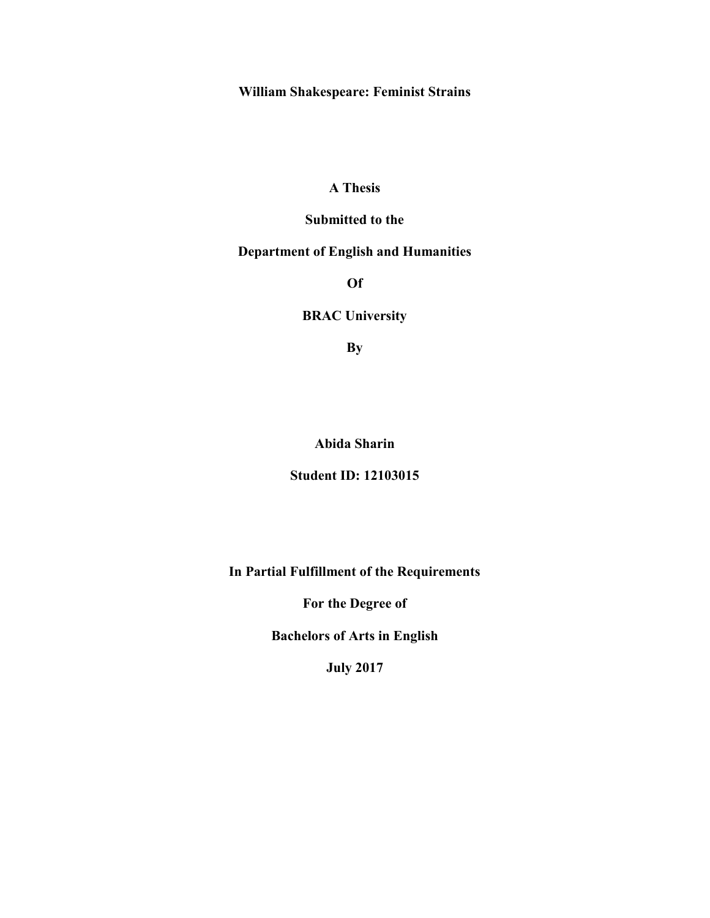**William Shakespeare: Feminist Strains**

**A Thesis**

**Submitted to the**

**Department of English and Humanities**

**Of**

**BRAC University**

**By**

**Abida Sharin**

**Student ID: 12103015**

**In Partial Fulfillment of the Requirements**

**For the Degree of**

**Bachelors of Arts in English**

**July 2017**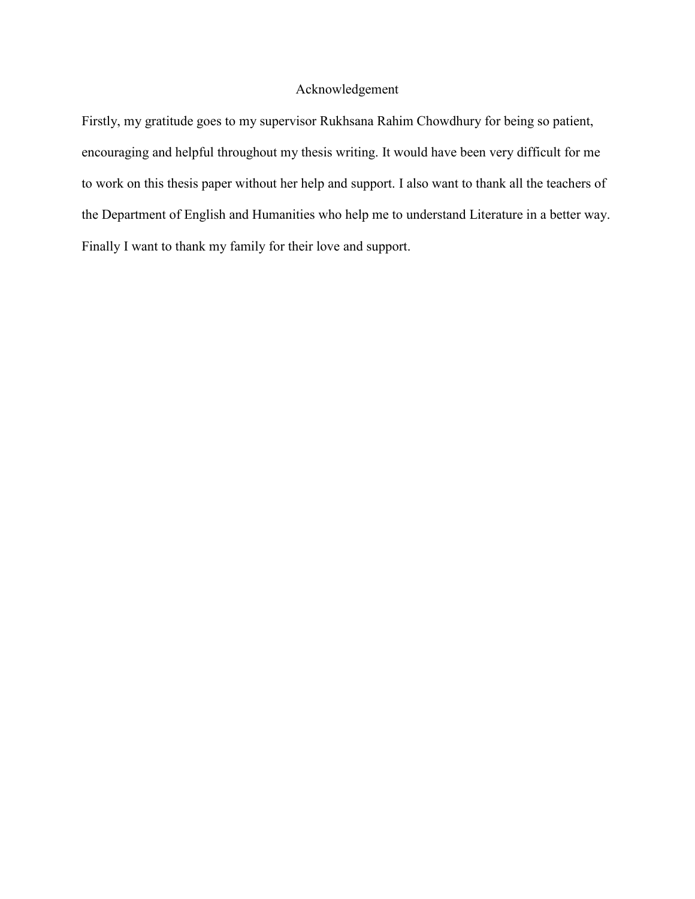# Acknowledgement

Firstly, my gratitude goes to my supervisor Rukhsana Rahim Chowdhury for being so patient, encouraging and helpful throughout my thesis writing. It would have been very difficult for me to work on this thesis paper without her help and support. I also want to thank all the teachers of the Department of English and Humanities who help me to understand Literature in a better way. Finally I want to thank my family for their love and support.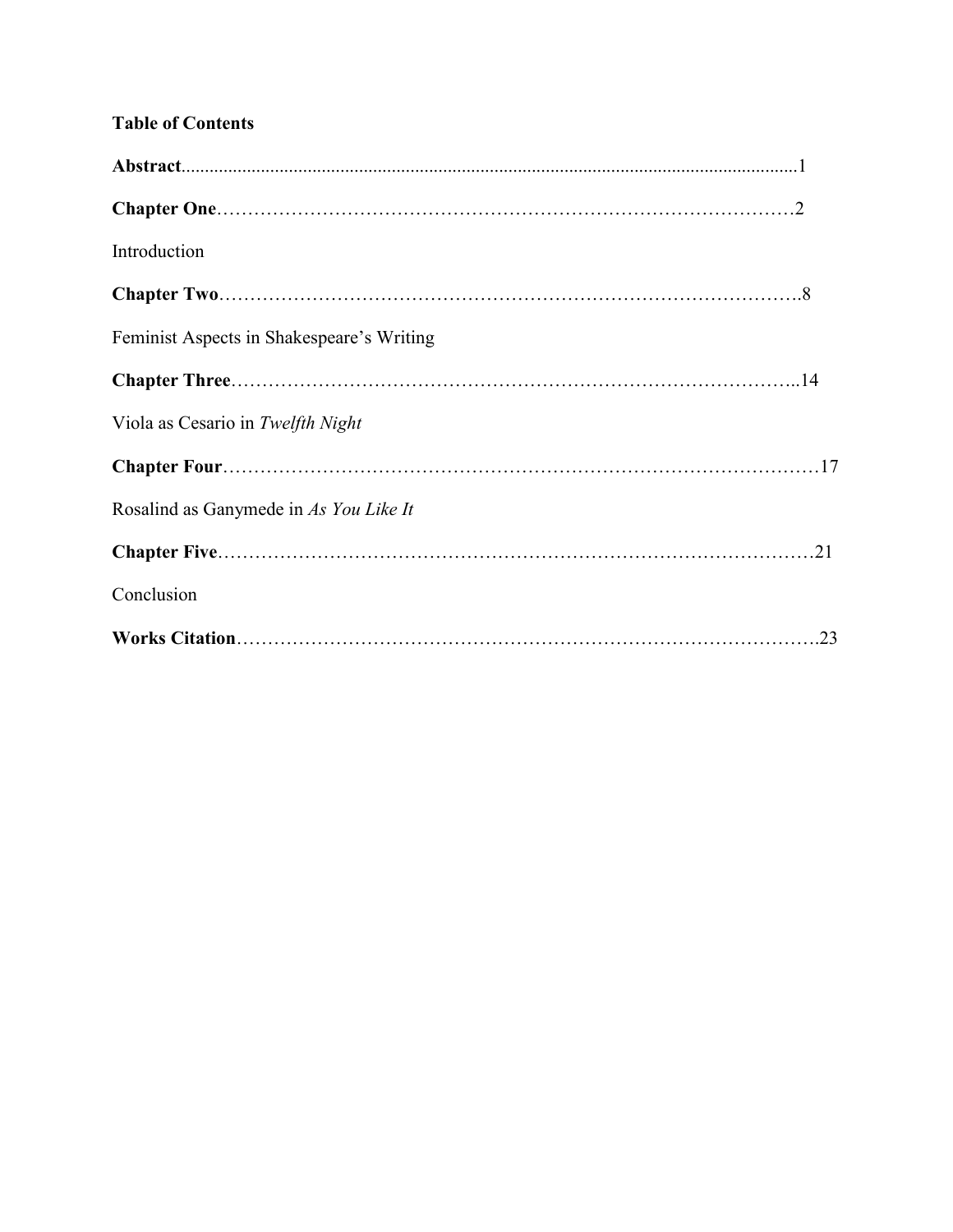**Table of Contents**

**Abstract**.....................................................................................................................................1

**Chapter One**……………………………………………………………………………2

Introduction

**Chapter Two**…………………………………………………………………………….8

Feminist Aspects in Shakespeare's Writing

**Chapter Three**…………………………………………………………………………..14

Viola as Cesario in *Twelfth Night*

**Chapter Four**……………………………………………………………………………17

Rosalind as Ganymede in *As You Like It*

**Chapter Five**……………………………………………………………………………21

Conclusion

**Works Citation**………………………………………………………………………….23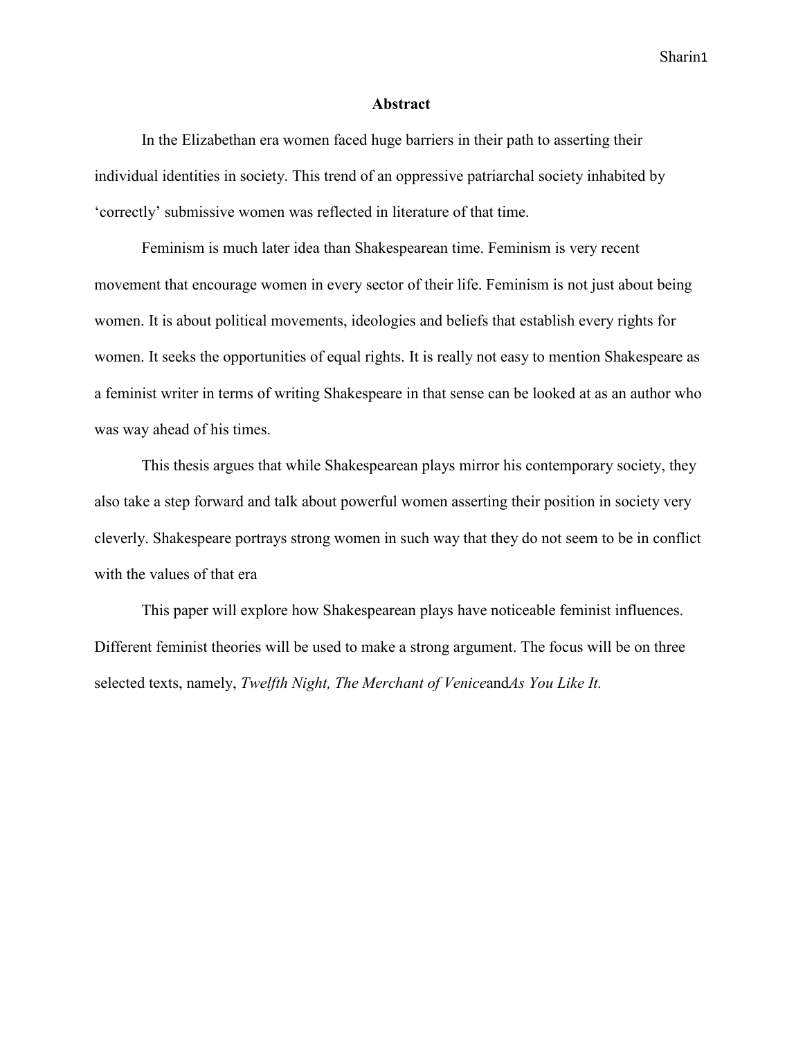## Abstract

In the Elizabethan era women faced huge barriers in their path to asserting their individual identities in society. This trend of an oppressive patriarchal society inhabited by 'correctly' submissive women was reflected in literature of that time.

Feminism is much later idea than Shakespearean time. Feminism is very recent movement that encourage women in every sector of their life. Feminism is not just about being women. It is about political movements, ideologies and beliefs that establish every rights for women. It seeks the opportunities of equal rights. It is really not easy to mention Shakespeare as a feminist writer in terms of writing Shakespeare in that sense can be looked at as an author who was way ahead of his times.

This thesis argues that while Shakespearean plays mirror his contemporary society, they also take a step forward and talk about powerful women asserting their position in society very cleverly. Shakespeare portrays strong women in such way that they do not seem to be in conflict with the values of that era

This paper will explore how Shakespearean plays have noticeable feminist influences. Different feminist theories will be used to make a strong argument. The focus will be on three selected texts, namely, *Twelfth Night, The Merchant of Venice*and*As You Like It.*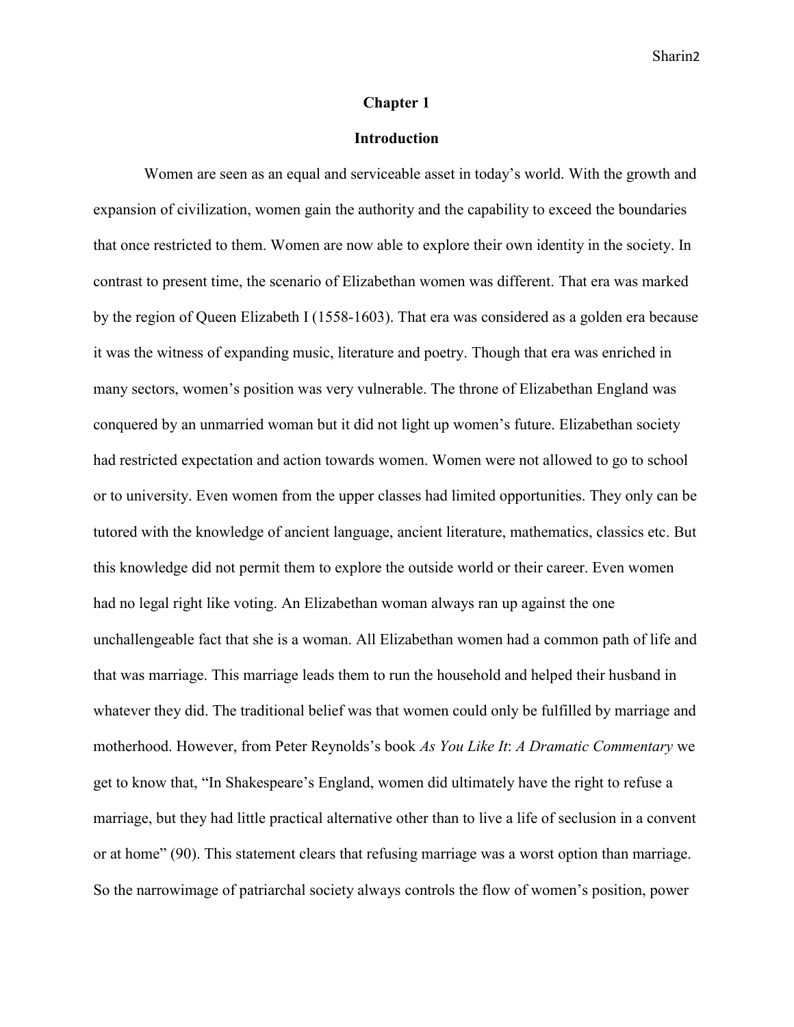# Chapter 1

## Introduction

Women are seen as an equal and serviceable asset in today's world. With the growth and expansion of civilization, women gain the authority and the capability to exceed the boundaries that once restricted to them. Women are now able to explore their own identity in the society. In contrast to present time, the scenario of Elizabethan women was different. That era was marked by the region of Queen Elizabeth I (1558-1603). That era was considered as a golden era because it was the witness of expanding music, literature and poetry. Though that era was enriched in many sectors, women's position was very vulnerable. The throne of Elizabethan England was conquered by an unmarried woman but it did not light up women's future. Elizabethan society had restricted expectation and action towards women. Women were not allowed to go to school or to university. Even women from the upper classes had limited opportunities. They only can be tutored with the knowledge of ancient language, ancient literature, mathematics, classics etc. But this knowledge did not permit them to explore the outside world or their career. Even women had no legal right like voting. An Elizabethan woman always ran up against the one unchallengeable fact that she is a woman. All Elizabethan women had a common path of life and that was marriage. This marriage leads them to run the household and helped their husband in whatever they did. The traditional belief was that women could only be fulfilled by marriage and motherhood. However, from Peter Reynolds's book *As You Like It*: *A Dramatic Commentary* we get to know that, "In Shakespeare's England, women did ultimately have the right to refuse a marriage, but they had little practical alternative other than to live a life of seclusion in a convent or at home" (90). This statement clears that refusing marriage was a worst option than marriage. So the narrowimage of patriarchal society always controls the flow of women's position, power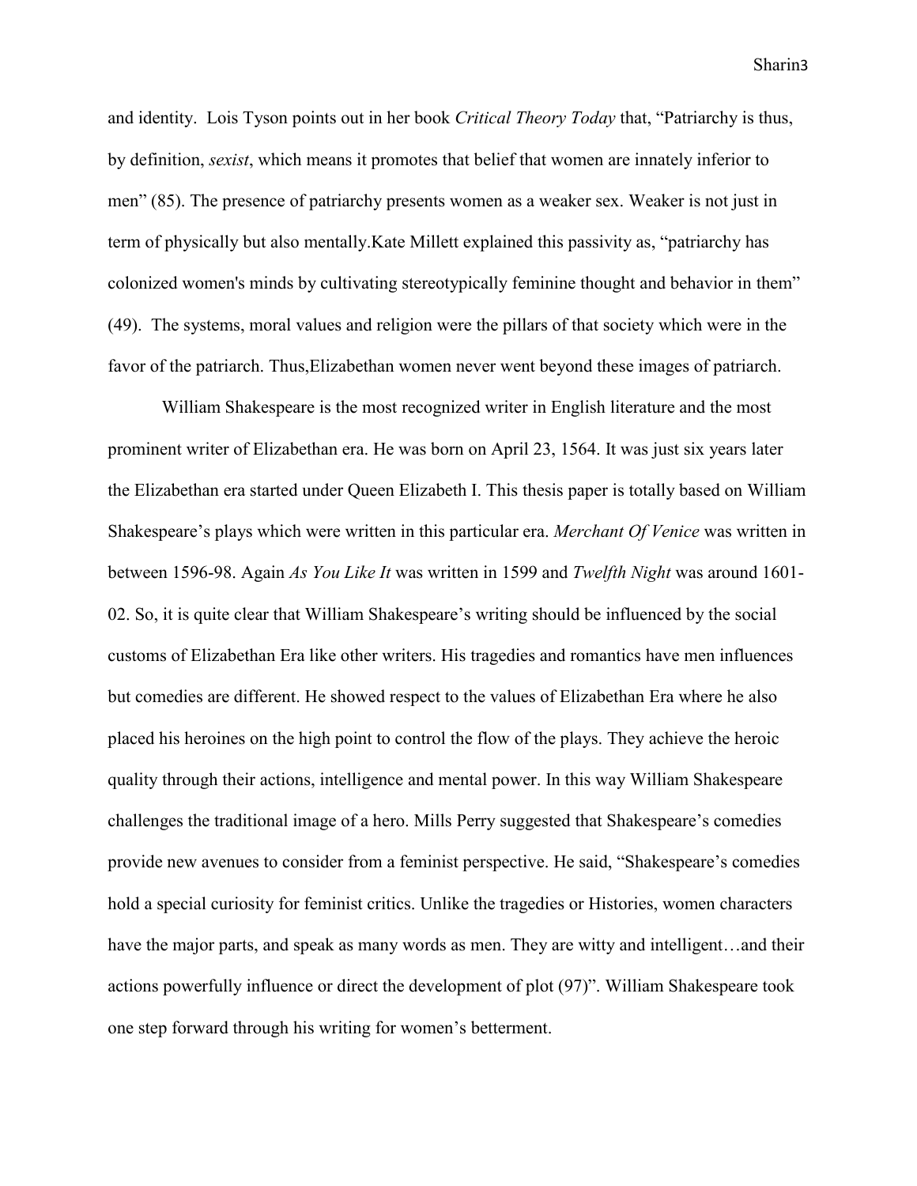and identity. Lois Tyson points out in her book *Critical Theory Today* that, "Patriarchy is thus, by definition, *sexist*, which means it promotes that belief that women are innately inferior to men" (85). The presence of patriarchy presents women as a weaker sex. Weaker is not just in term of physically but also mentally.Kate Millett explained this passivity as, "patriarchy has colonized women's minds by cultivating stereotypically feminine thought and behavior in them" (49). The systems, moral values and religion were the pillars of that society which were in the favor of the patriarch. Thus,Elizabethan women never went beyond these images of patriarch.

William Shakespeare is the most recognized writer in English literature and the most prominent writer of Elizabethan era. He was born on April 23, 1564. It was just six years later the Elizabethan era started under Queen Elizabeth I. This thesis paper is totally based on William Shakespeare's plays which were written in this particular era. *Merchant Of Venice* was written in between 1596-98. Again *As You Like It* was written in 1599 and *Twelfth Night* was around 1601-02. So, it is quite clear that William Shakespeare's writing should be influenced by the social customs of Elizabethan Era like other writers. His tragedies and romantics have men influences but comedies are different. He showed respect to the values of Elizabethan Era where he also placed his heroines on the high point to control the flow of the plays. They achieve the heroic quality through their actions, intelligence and mental power. In this way William Shakespeare challenges the traditional image of a hero. Mills Perry suggested that Shakespeare's comedies provide new avenues to consider from a feminist perspective. He said, "Shakespeare's comedies hold a special curiosity for feminist critics. Unlike the tragedies or Histories, women characters have the major parts, and speak as many words as men. They are witty and intelligent…and their actions powerfully influence or direct the development of plot (97)". William Shakespeare took one step forward through his writing for women's betterment.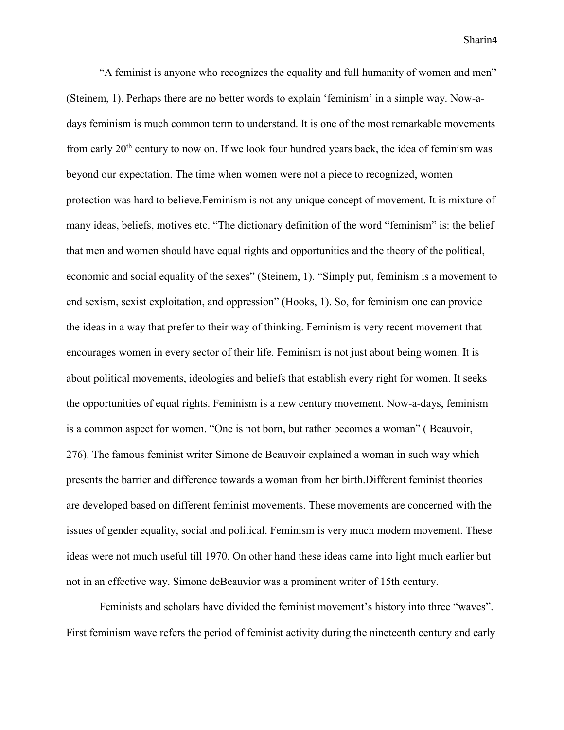"A feminist is anyone who recognizes the equality and full humanity of women and men" (Steinem, 1). Perhaps there are no better words to explain 'feminism' in a simple way. Now-a-days feminism is much common term to understand. It is one of the most remarkable movements from early 20th century to now on. If we look four hundred years back, the idea of feminism was beyond our expectation. The time when women were not a piece to recognized, women protection was hard to believe.Feminism is not any unique concept of movement. It is mixture of many ideas, beliefs, motives etc. "The dictionary definition of the word "feminism" is: the belief that men and women should have equal rights and opportunities and the theory of the political, economic and social equality of the sexes" (Steinem, 1). "Simply put, feminism is a movement to end sexism, sexist exploitation, and oppression" (Hooks, 1). So, for feminism one can provide the ideas in a way that prefer to their way of thinking. Feminism is very recent movement that encourages women in every sector of their life. Feminism is not just about being women. It is about political movements, ideologies and beliefs that establish every right for women. It seeks the opportunities of equal rights. Feminism is a new century movement. Now-a-days, feminism is a common aspect for women. "One is not born, but rather becomes a woman" ( Beauvoir, 276). The famous feminist writer Simone de Beauvoir explained a woman in such way which presents the barrier and difference towards a woman from her birth.Different feminist theories are developed based on different feminist movements. These movements are concerned with the issues of gender equality, social and political. Feminism is very much modern movement. These ideas were not much useful till 1970. On other hand these ideas came into light much earlier but not in an effective way. Simone deBeauvior was a prominent writer of 15th century.

Feminists and scholars have divided the feminist movement's history into three "waves". First feminism wave refers the period of feminist activity during the nineteenth century and early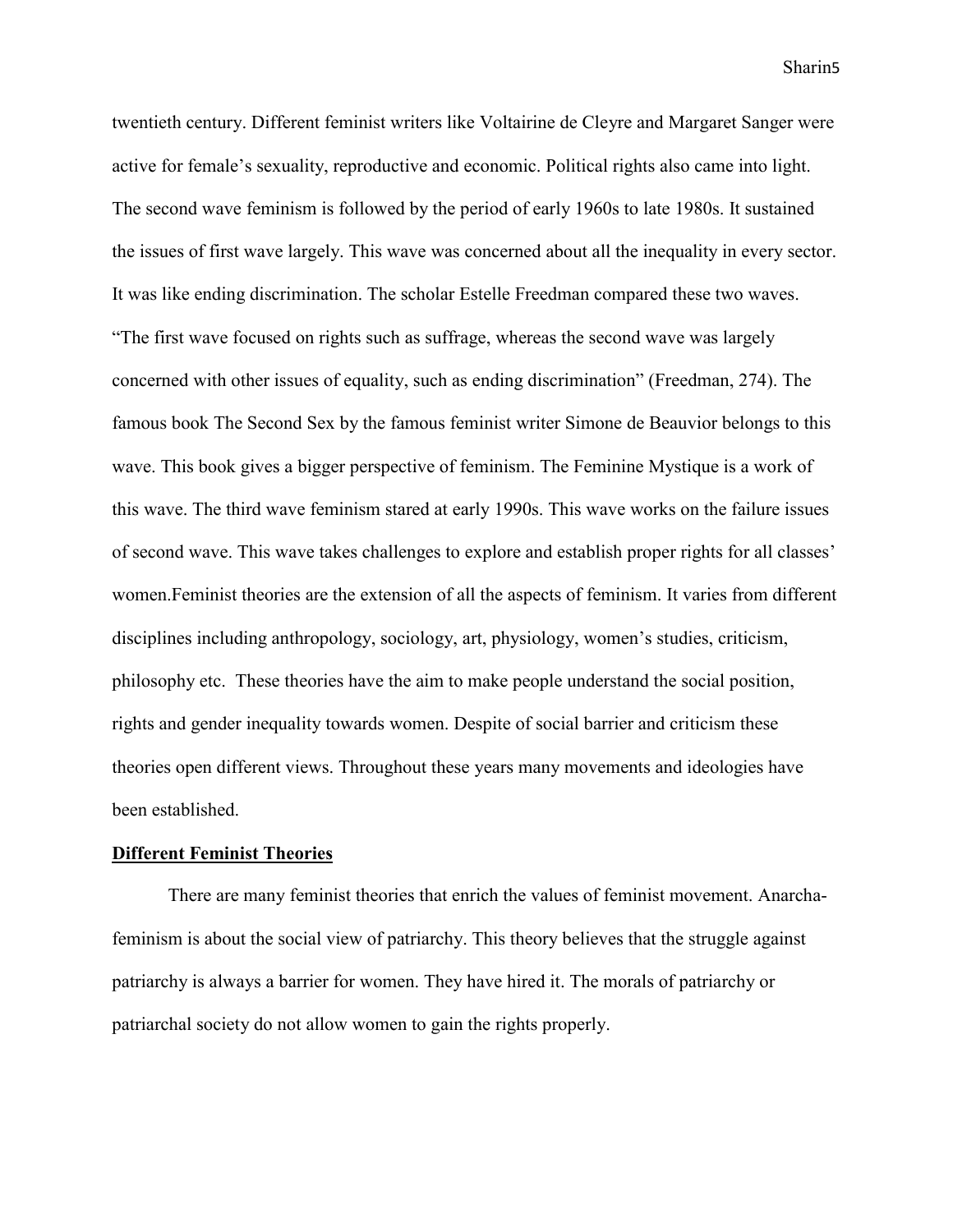twentieth century. Different feminist writers like Voltairine de Cleyre and Margaret Sanger were active for female's sexuality, reproductive and economic. Political rights also came into light. The second wave feminism is followed by the period of early 1960s to late 1980s. It sustained the issues of first wave largely. This wave was concerned about all the inequality in every sector. It was like ending discrimination. The scholar Estelle Freedman compared these two waves. "The first wave focused on rights such as suffrage, whereas the second wave was largely concerned with other issues of equality, such as ending discrimination" (Freedman, 274). The famous book The Second Sex by the famous feminist writer Simone de Beauvior belongs to this wave. This book gives a bigger perspective of feminism. The Feminine Mystique is a work of this wave. The third wave feminism stared at early 1990s. This wave works on the failure issues of second wave. This wave takes challenges to explore and establish proper rights for all classes' women.Feminist theories are the extension of all the aspects of feminism. It varies from different disciplines including anthropology, sociology, art, physiology, women's studies, criticism, philosophy etc. These theories have the aim to make people understand the social position, rights and gender inequality towards women. Despite of social barrier and criticism these theories open different views. Throughout these years many movements and ideologies have been established.

**Different Feminist Theories**

There are many feminist theories that enrich the values of feminist movement. Anarcha-feminism is about the social view of patriarchy. This theory believes that the struggle against patriarchy is always a barrier for women. They have hired it. The morals of patriarchy or patriarchal society do not allow women to gain the rights properly.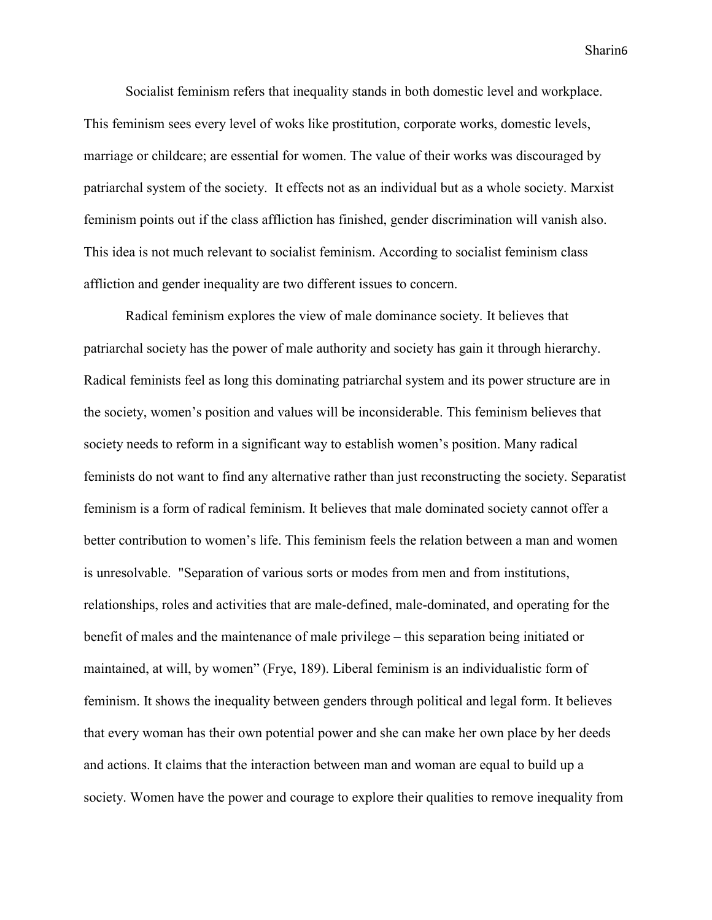Socialist feminism refers that inequality stands in both domestic level and workplace. This feminism sees every level of woks like prostitution, corporate works, domestic levels, marriage or childcare; are essential for women. The value of their works was discouraged by patriarchal system of the society. It effects not as an individual but as a whole society. Marxist feminism points out if the class affliction has finished, gender discrimination will vanish also. This idea is not much relevant to socialist feminism. According to socialist feminism class affliction and gender inequality are two different issues to concern.

Radical feminism explores the view of male dominance society. It believes that patriarchal society has the power of male authority and society has gain it through hierarchy. Radical feminists feel as long this dominating patriarchal system and its power structure are in the society, women's position and values will be inconsiderable. This feminism believes that society needs to reform in a significant way to establish women's position. Many radical feminists do not want to find any alternative rather than just reconstructing the society. Separatist feminism is a form of radical feminism. It believes that male dominated society cannot offer a better contribution to women's life. This feminism feels the relation between a man and women is unresolvable. "Separation of various sorts or modes from men and from institutions, relationships, roles and activities that are male-defined, male-dominated, and operating for the benefit of males and the maintenance of male privilege – this separation being initiated or maintained, at will, by women" (Frye, 189). Liberal feminism is an individualistic form of feminism. It shows the inequality between genders through political and legal form. It believes that every woman has their own potential power and she can make her own place by her deeds and actions. It claims that the interaction between man and woman are equal to build up a society. Women have the power and courage to explore their qualities to remove inequality from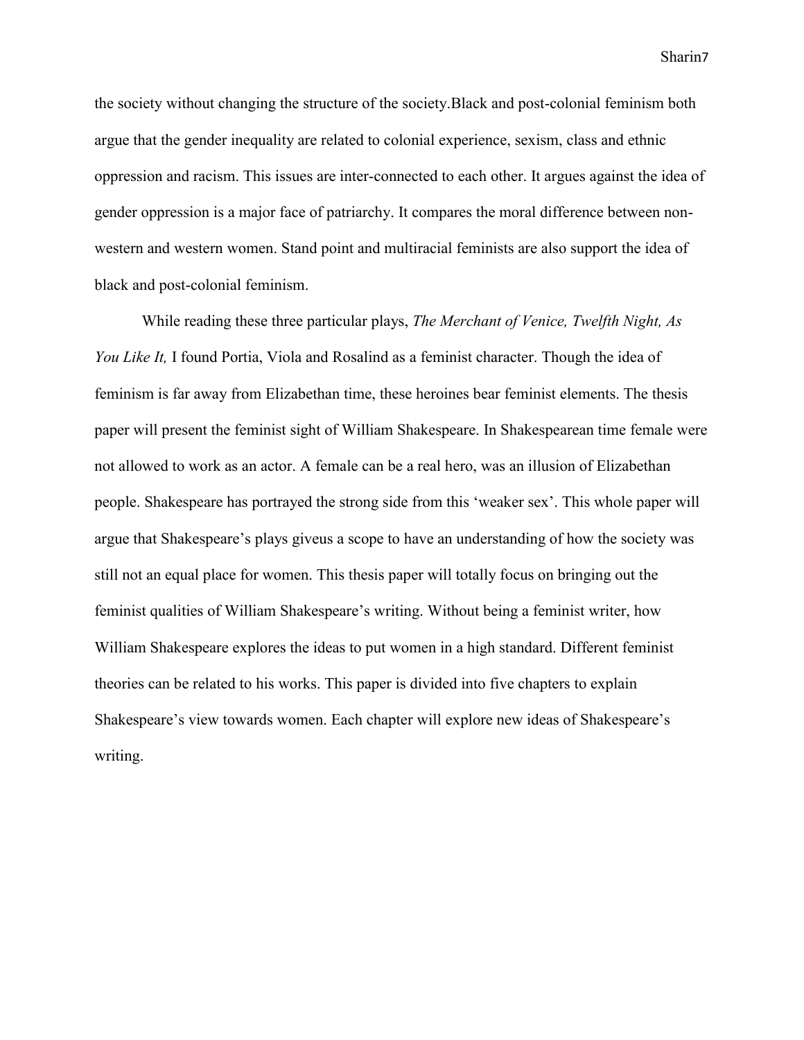the society without changing the structure of the society.Black and post-colonial feminism both argue that the gender inequality are related to colonial experience, sexism, class and ethnic oppression and racism. This issues are inter-connected to each other. It argues against the idea of gender oppression is a major face of patriarchy. It compares the moral difference between non-western and western women. Stand point and multiracial feminists are also support the idea of black and post-colonial feminism.

While reading these three particular plays, *The Merchant of Venice, Twelfth Night, As You Like It,* I found Portia, Viola and Rosalind as a feminist character. Though the idea of feminism is far away from Elizabethan time, these heroines bear feminist elements. The thesis paper will present the feminist sight of William Shakespeare. In Shakespearean time female were not allowed to work as an actor. A female can be a real hero, was an illusion of Elizabethan people. Shakespeare has portrayed the strong side from this 'weaker sex'. This whole paper will argue that Shakespeare's plays giveus a scope to have an understanding of how the society was still not an equal place for women. This thesis paper will totally focus on bringing out the feminist qualities of William Shakespeare's writing. Without being a feminist writer, how William Shakespeare explores the ideas to put women in a high standard. Different feminist theories can be related to his works. This paper is divided into five chapters to explain Shakespeare's view towards women. Each chapter will explore new ideas of Shakespeare's writing.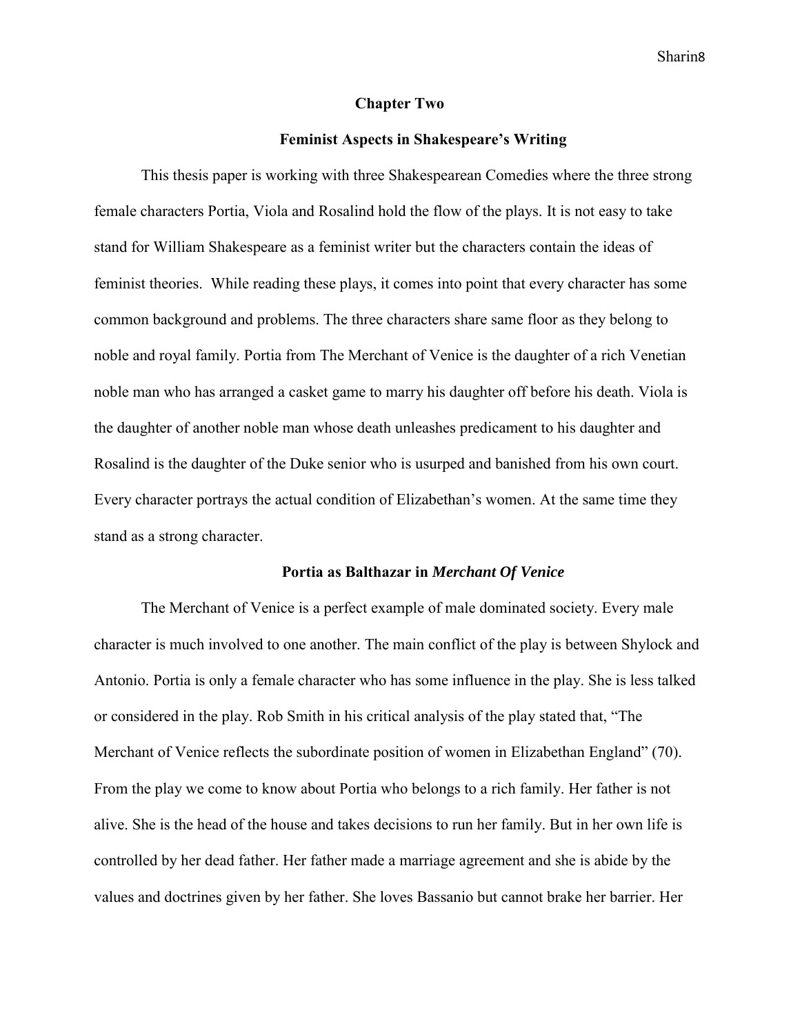## Chapter Two

## Feminist Aspects in Shakespeare's Writing

This thesis paper is working with three Shakespearean Comedies where the three strong female characters Portia, Viola and Rosalind hold the flow of the plays. It is not easy to take stand for William Shakespeare as a feminist writer but the characters contain the ideas of feminist theories. While reading these plays, it comes into point that every character has some common background and problems. The three characters share same floor as they belong to noble and royal family. Portia from The Merchant of Venice is the daughter of a rich Venetian noble man who has arranged a casket game to marry his daughter off before his death. Viola is the daughter of another noble man whose death unleashes predicament to his daughter and Rosalind is the daughter of the Duke senior who is usurped and banished from his own court. Every character portrays the actual condition of Elizabethan's women. At the same time they stand as a strong character.

### Portia as Balthazar in *Merchant Of Venice*

The Merchant of Venice is a perfect example of male dominated society. Every male character is much involved to one another. The main conflict of the play is between Shylock and Antonio. Portia is only a female character who has some influence in the play. She is less talked or considered in the play. Rob Smith in his critical analysis of the play stated that, "The Merchant of Venice reflects the subordinate position of women in Elizabethan England" (70). From the play we come to know about Portia who belongs to a rich family. Her father is not alive. She is the head of the house and takes decisions to run her family. But in her own life is controlled by her dead father. Her father made a marriage agreement and she is abide by the values and doctrines given by her father. She loves Bassanio but cannot brake her barrier. Her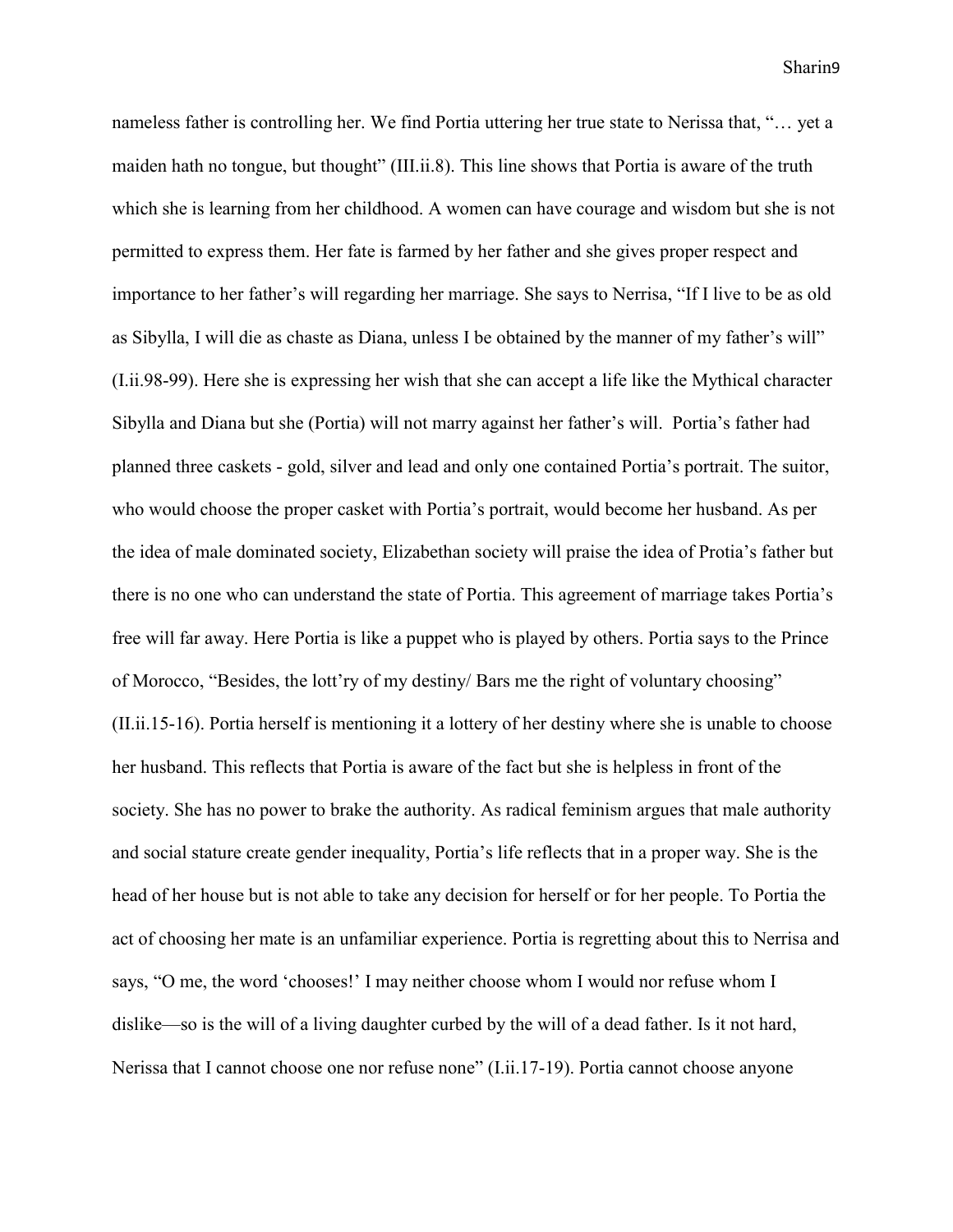nameless father is controlling her. We find Portia uttering her true state to Nerissa that, "… yet a maiden hath no tongue, but thought" (III.ii.8). This line shows that Portia is aware of the truth which she is learning from her childhood. A women can have courage and wisdom but she is not permitted to express them. Her fate is farmed by her father and she gives proper respect and importance to her father's will regarding her marriage. She says to Nerrisa, "If I live to be as old as Sibylla, I will die as chaste as Diana, unless I be obtained by the manner of my father's will" (I.ii.98-99). Here she is expressing her wish that she can accept a life like the Mythical character Sibylla and Diana but she (Portia) will not marry against her father's will. Portia's father had planned three caskets - gold, silver and lead and only one contained Portia's portrait. The suitor, who would choose the proper casket with Portia's portrait, would become her husband. As per the idea of male dominated society, Elizabethan society will praise the idea of Protia's father but there is no one who can understand the state of Portia. This agreement of marriage takes Portia's free will far away. Here Portia is like a puppet who is played by others. Portia says to the Prince of Morocco, "Besides, the lott'ry of my destiny/ Bars me the right of voluntary choosing" (II.ii.15-16). Portia herself is mentioning it a lottery of her destiny where she is unable to choose her husband. This reflects that Portia is aware of the fact but she is helpless in front of the society. She has no power to brake the authority. As radical feminism argues that male authority and social stature create gender inequality, Portia's life reflects that in a proper way. She is the head of her house but is not able to take any decision for herself or for her people. To Portia the act of choosing her mate is an unfamiliar experience. Portia is regretting about this to Nerrisa and says, "O me, the word 'chooses!' I may neither choose whom I would nor refuse whom I dislike—so is the will of a living daughter curbed by the will of a dead father. Is it not hard, Nerissa that I cannot choose one nor refuse none" (I.ii.17-19). Portia cannot choose anyone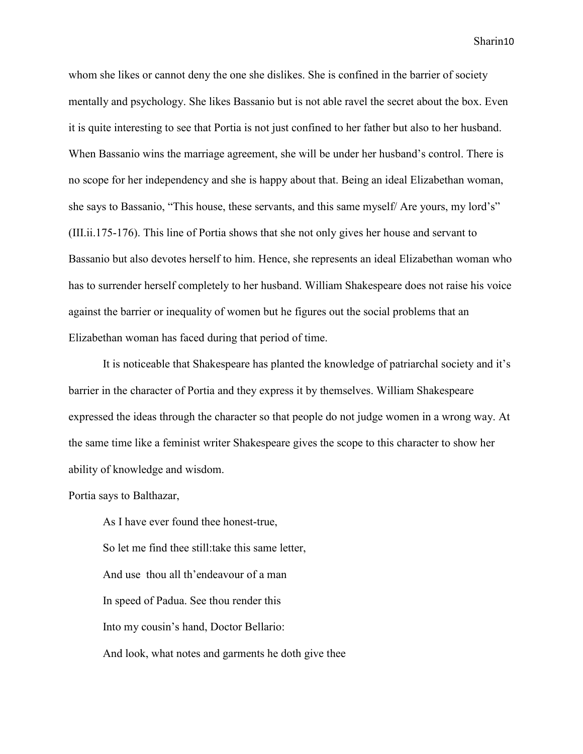whom she likes or cannot deny the one she dislikes. She is confined in the barrier of society mentally and psychology. She likes Bassanio but is not able ravel the secret about the box. Even it is quite interesting to see that Portia is not just confined to her father but also to her husband. When Bassanio wins the marriage agreement, she will be under her husband's control. There is no scope for her independency and she is happy about that. Being an ideal Elizabethan woman, she says to Bassanio, "This house, these servants, and this same myself/ Are yours, my lord's" (III.ii.175-176). This line of Portia shows that she not only gives her house and servant to Bassanio but also devotes herself to him. Hence, she represents an ideal Elizabethan woman who has to surrender herself completely to her husband. William Shakespeare does not raise his voice against the barrier or inequality of women but he figures out the social problems that an Elizabethan woman has faced during that period of time.

It is noticeable that Shakespeare has planted the knowledge of patriarchal society and it's barrier in the character of Portia and they express it by themselves. William Shakespeare expressed the ideas through the character so that people do not judge women in a wrong way. At the same time like a feminist writer Shakespeare gives the scope to this character to show her ability of knowledge and wisdom.

Portia says to Balthazar,

> As I have ever found thee honest-true,
>
> So let me find thee still:take this same letter,
>
> And use thou all th'endeavour of a man
>
> In speed of Padua. See thou render this
>
> Into my cousin's hand, Doctor Bellario:
>
> And look, what notes and garments he doth give thee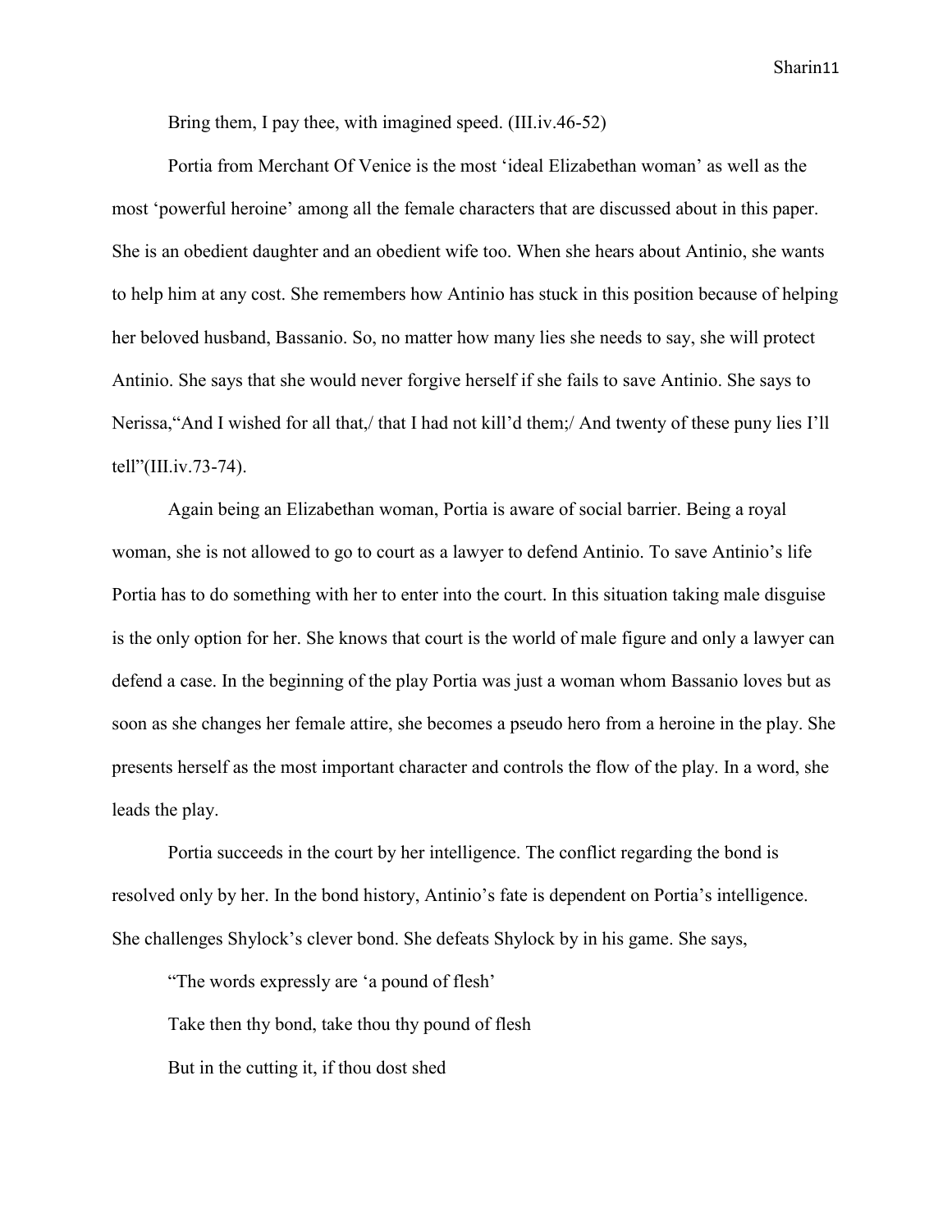Bring them, I pay thee, with imagined speed. (III.iv.46-52)

Portia from Merchant Of Venice is the most ‘ideal Elizabethan woman’ as well as the most ‘powerful heroine’ among all the female characters that are discussed about in this paper. She is an obedient daughter and an obedient wife too. When she hears about Antinio, she wants to help him at any cost. She remembers how Antinio has stuck in this position because of helping her beloved husband, Bassanio. So, no matter how many lies she needs to say, she will protect Antinio. She says that she would never forgive herself if she fails to save Antinio. She says to Nerissa,“And I wished for all that,/ that I had not kill’d them;/ And twenty of these puny lies I’ll tell”(III.iv.73-74).

Again being an Elizabethan woman, Portia is aware of social barrier. Being a royal woman, she is not allowed to go to court as a lawyer to defend Antinio. To save Antinio’s life Portia has to do something with her to enter into the court. In this situation taking male disguise is the only option for her. She knows that court is the world of male figure and only a lawyer can defend a case. In the beginning of the play Portia was just a woman whom Bassanio loves but as soon as she changes her female attire, she becomes a pseudo hero from a heroine in the play. She presents herself as the most important character and controls the flow of the play. In a word, she leads the play.

Portia succeeds in the court by her intelligence. The conflict regarding the bond is resolved only by her. In the bond history, Antinio’s fate is dependent on Portia’s intelligence. She challenges Shylock’s clever bond. She defeats Shylock by in his game. She says,

> “The words expressly are ‘a pound of flesh’
>
> Take then thy bond, take thou thy pound of flesh
>
> But in the cutting it, if thou dost shed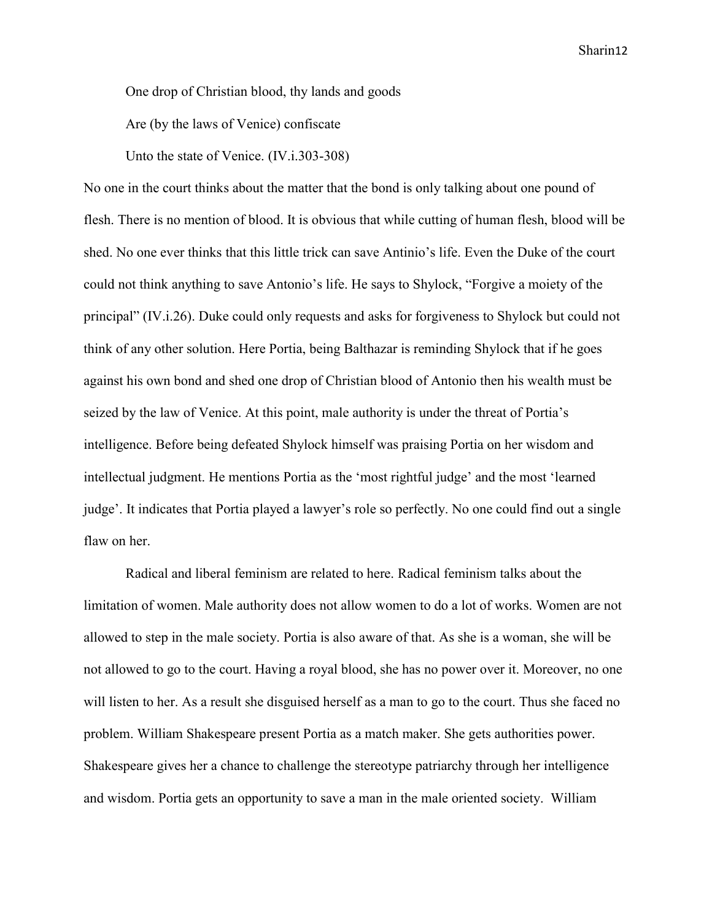One drop of Christian blood, thy lands and goods

Are (by the laws of Venice) confiscate

Unto the state of Venice. (IV.i.303-308)

No one in the court thinks about the matter that the bond is only talking about one pound of flesh. There is no mention of blood. It is obvious that while cutting of human flesh, blood will be shed. No one ever thinks that this little trick can save Antinio's life. Even the Duke of the court could not think anything to save Antonio's life. He says to Shylock, "Forgive a moiety of the principal" (IV.i.26). Duke could only requests and asks for forgiveness to Shylock but could not think of any other solution. Here Portia, being Balthazar is reminding Shylock that if he goes against his own bond and shed one drop of Christian blood of Antonio then his wealth must be seized by the law of Venice. At this point, male authority is under the threat of Portia's intelligence. Before being defeated Shylock himself was praising Portia on her wisdom and intellectual judgment. He mentions Portia as the 'most rightful judge' and the most 'learned judge'. It indicates that Portia played a lawyer's role so perfectly. No one could find out a single flaw on her.

Radical and liberal feminism are related to here. Radical feminism talks about the limitation of women. Male authority does not allow women to do a lot of works. Women are not allowed to step in the male society. Portia is also aware of that. As she is a woman, she will be not allowed to go to the court. Having a royal blood, she has no power over it. Moreover, no one will listen to her. As a result she disguised herself as a man to go to the court. Thus she faced no problem. William Shakespeare present Portia as a match maker. She gets authorities power. Shakespeare gives her a chance to challenge the stereotype patriarchy through her intelligence and wisdom. Portia gets an opportunity to save a man in the male oriented society. William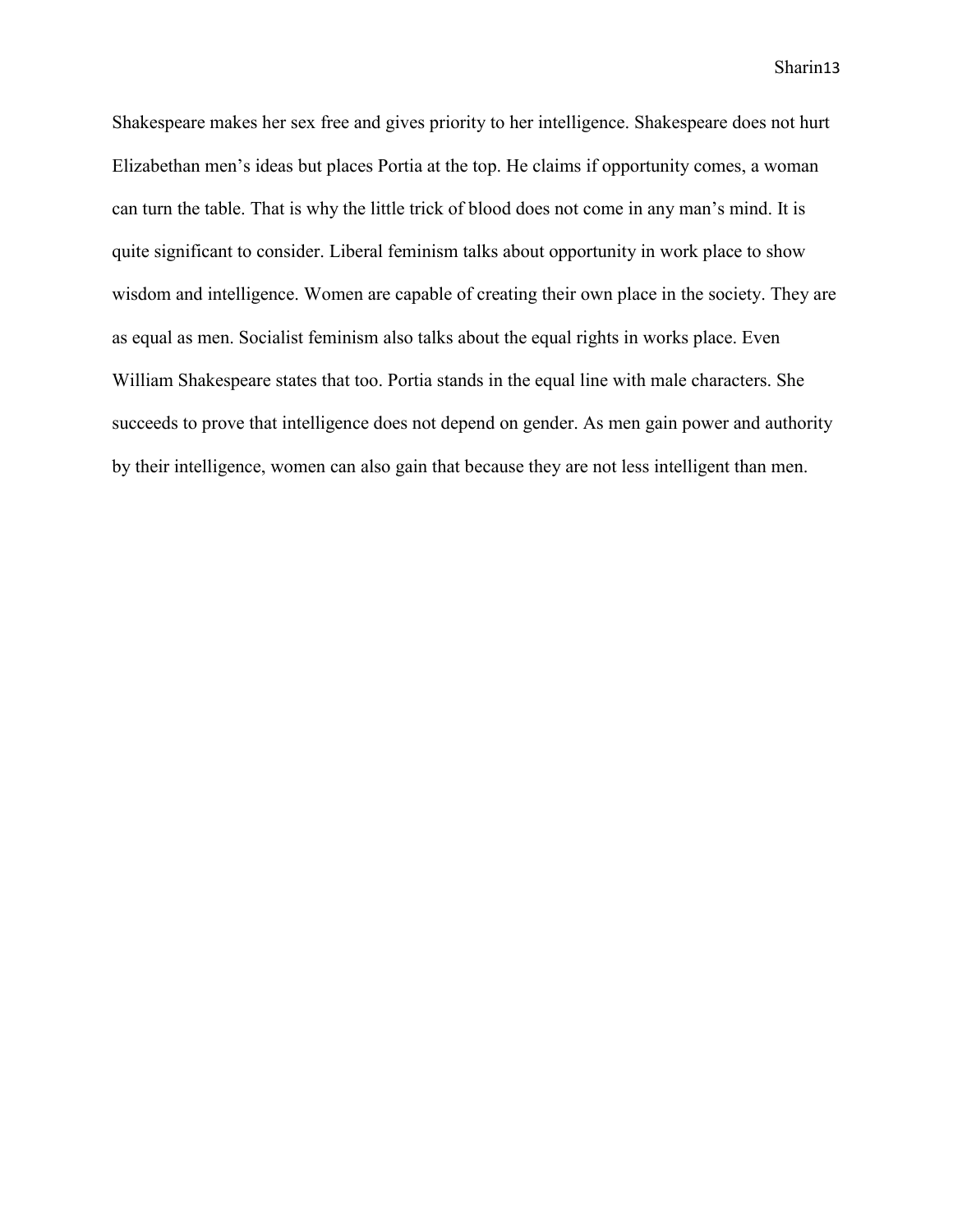Shakespeare makes her sex free and gives priority to her intelligence. Shakespeare does not hurt Elizabethan men's ideas but places Portia at the top. He claims if opportunity comes, a woman can turn the table. That is why the little trick of blood does not come in any man's mind. It is quite significant to consider. Liberal feminism talks about opportunity in work place to show wisdom and intelligence. Women are capable of creating their own place in the society. They are as equal as men. Socialist feminism also talks about the equal rights in works place. Even William Shakespeare states that too. Portia stands in the equal line with male characters. She succeeds to prove that intelligence does not depend on gender. As men gain power and authority by their intelligence, women can also gain that because they are not less intelligent than men.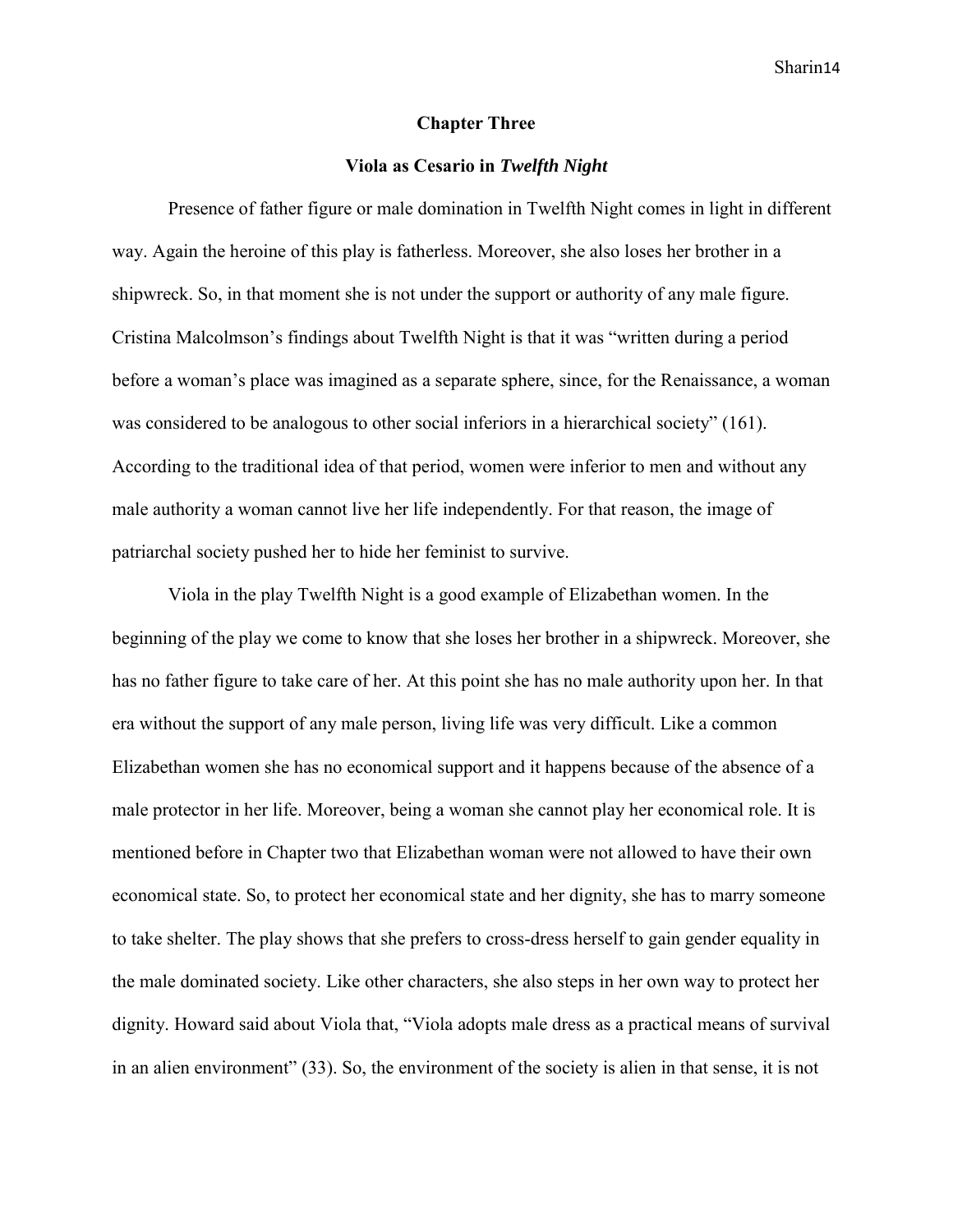## Chapter Three

### Viola as Cesario in *Twelfth Night*

Presence of father figure or male domination in Twelfth Night comes in light in different way. Again the heroine of this play is fatherless. Moreover, she also loses her brother in a shipwreck. So, in that moment she is not under the support or authority of any male figure. Cristina Malcolmson's findings about Twelfth Night is that it was "written during a period before a woman's place was imagined as a separate sphere, since, for the Renaissance, a woman was considered to be analogous to other social inferiors in a hierarchical society" (161). According to the traditional idea of that period, women were inferior to men and without any male authority a woman cannot live her life independently. For that reason, the image of patriarchal society pushed her to hide her feminist to survive.

Viola in the play Twelfth Night is a good example of Elizabethan women. In the beginning of the play we come to know that she loses her brother in a shipwreck. Moreover, she has no father figure to take care of her. At this point she has no male authority upon her. In that era without the support of any male person, living life was very difficult. Like a common Elizabethan women she has no economical support and it happens because of the absence of a male protector in her life. Moreover, being a woman she cannot play her economical role. It is mentioned before in Chapter two that Elizabethan woman were not allowed to have their own economical state. So, to protect her economical state and her dignity, she has to marry someone to take shelter. The play shows that she prefers to cross-dress herself to gain gender equality in the male dominated society. Like other characters, she also steps in her own way to protect her dignity. Howard said about Viola that, "Viola adopts male dress as a practical means of survival in an alien environment" (33). So, the environment of the society is alien in that sense, it is not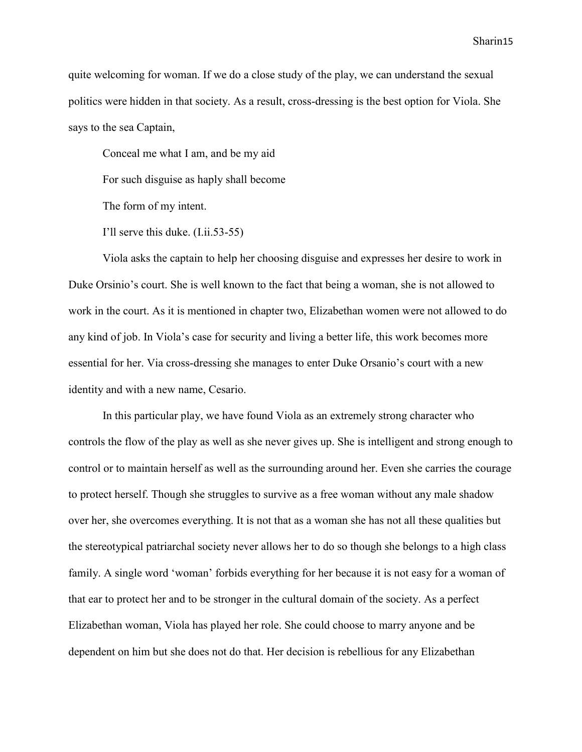quite welcoming for woman. If we do a close study of the play, we can understand the sexual politics were hidden in that society. As a result, cross-dressing is the best option for Viola. She says to the sea Captain,

> Conceal me what I am, and be my aid
>
> For such disguise as haply shall become
>
> The form of my intent.
>
> I'll serve this duke. (I.ii.53-55)

Viola asks the captain to help her choosing disguise and expresses her desire to work in Duke Orsinio's court. She is well known to the fact that being a woman, she is not allowed to work in the court. As it is mentioned in chapter two, Elizabethan women were not allowed to do any kind of job. In Viola's case for security and living a better life, this work becomes more essential for her. Via cross-dressing she manages to enter Duke Orsanio's court with a new identity and with a new name, Cesario.

In this particular play, we have found Viola as an extremely strong character who controls the flow of the play as well as she never gives up. She is intelligent and strong enough to control or to maintain herself as well as the surrounding around her. Even she carries the courage to protect herself. Though she struggles to survive as a free woman without any male shadow over her, she overcomes everything. It is not that as a woman she has not all these qualities but the stereotypical patriarchal society never allows her to do so though she belongs to a high class family. A single word 'woman' forbids everything for her because it is not easy for a woman of that ear to protect her and to be stronger in the cultural domain of the society. As a perfect Elizabethan woman, Viola has played her role. She could choose to marry anyone and be dependent on him but she does not do that. Her decision is rebellious for any Elizabethan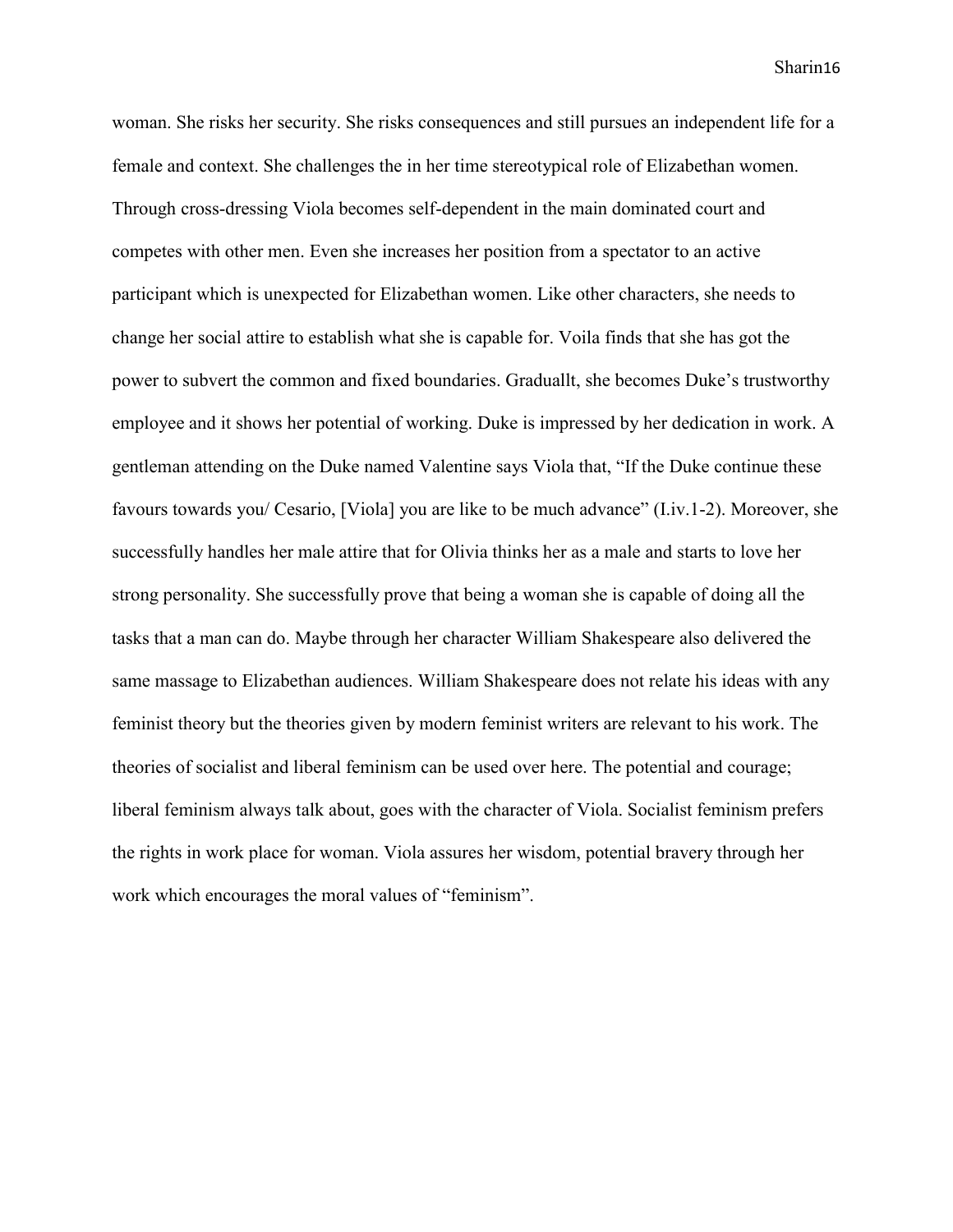woman. She risks her security. She risks consequences and still pursues an independent life for a female and context. She challenges the in her time stereotypical role of Elizabethan women. Through cross-dressing Viola becomes self-dependent in the main dominated court and competes with other men. Even she increases her position from a spectator to an active participant which is unexpected for Elizabethan women. Like other characters, she needs to change her social attire to establish what she is capable for. Voila finds that she has got the power to subvert the common and fixed boundaries. Graduallt, she becomes Duke's trustworthy employee and it shows her potential of working. Duke is impressed by her dedication in work. A gentleman attending on the Duke named Valentine says Viola that, "If the Duke continue these favours towards you/ Cesario, [Viola] you are like to be much advance" (I.iv.1-2). Moreover, she successfully handles her male attire that for Olivia thinks her as a male and starts to love her strong personality. She successfully prove that being a woman she is capable of doing all the tasks that a man can do. Maybe through her character William Shakespeare also delivered the same massage to Elizabethan audiences. William Shakespeare does not relate his ideas with any feminist theory but the theories given by modern feminist writers are relevant to his work. The theories of socialist and liberal feminism can be used over here. The potential and courage; liberal feminism always talk about, goes with the character of Viola. Socialist feminism prefers the rights in work place for woman. Viola assures her wisdom, potential bravery through her work which encourages the moral values of "feminism".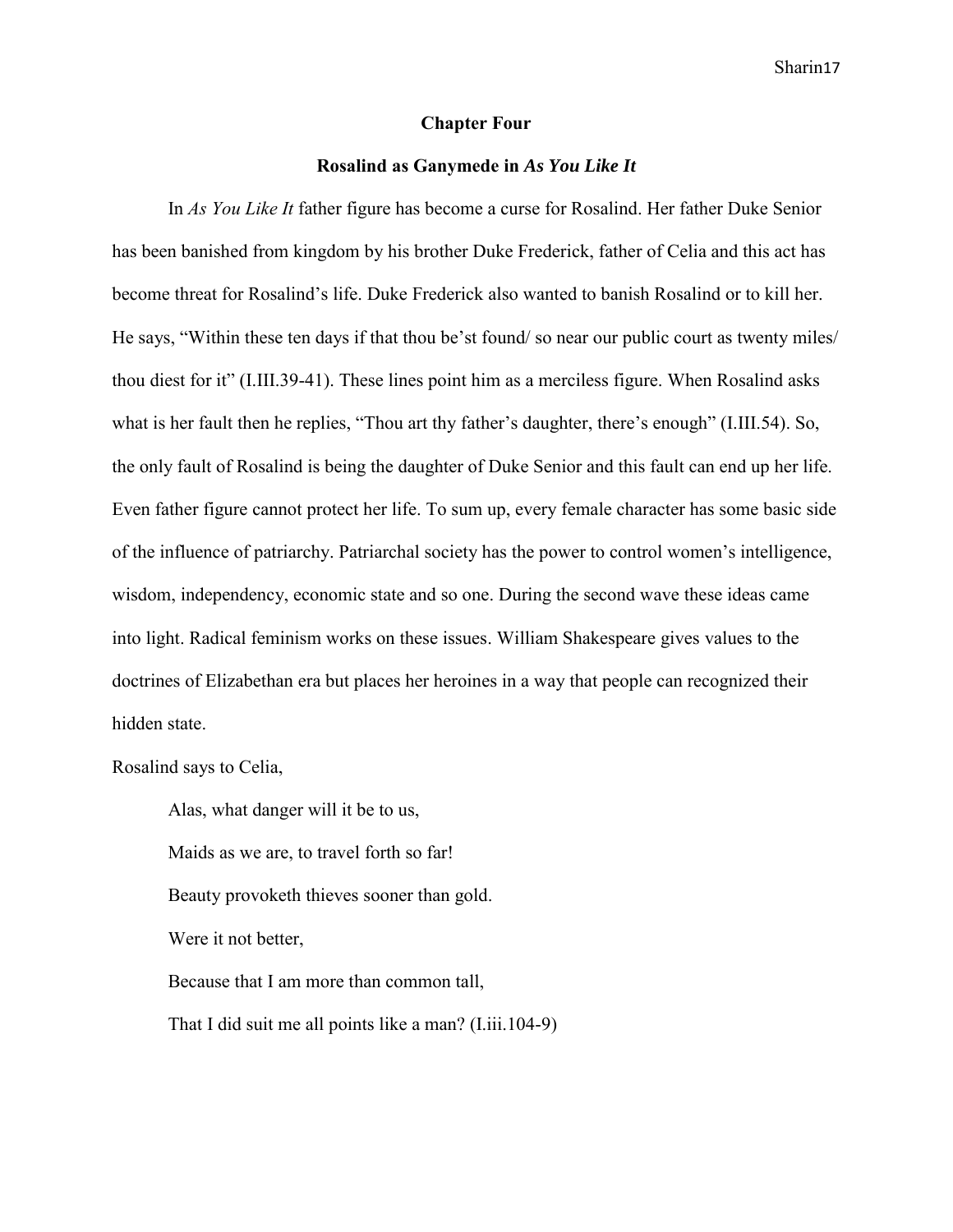## Chapter Four

### Rosalind as Ganymede in *As You Like It*

In *As You Like It* father figure has become a curse for Rosalind. Her father Duke Senior has been banished from kingdom by his brother Duke Frederick, father of Celia and this act has become threat for Rosalind's life. Duke Frederick also wanted to banish Rosalind or to kill her. He says, "Within these ten days if that thou be'st found/ so near our public court as twenty miles/ thou diest for it" (I.III.39-41). These lines point him as a merciless figure. When Rosalind asks what is her fault then he replies, "Thou art thy father's daughter, there's enough" (I.III.54). So, the only fault of Rosalind is being the daughter of Duke Senior and this fault can end up her life. Even father figure cannot protect her life. To sum up, every female character has some basic side of the influence of patriarchy. Patriarchal society has the power to control women's intelligence, wisdom, independency, economic state and so one. During the second wave these ideas came into light. Radical feminism works on these issues. William Shakespeare gives values to the doctrines of Elizabethan era but places her heroines in a way that people can recognized their hidden state.

Rosalind says to Celia,

> Alas, what danger will it be to us,
>
> Maids as we are, to travel forth so far!
>
> Beauty provoketh thieves sooner than gold.
>
> Were it not better,
>
> Because that I am more than common tall,
>
> That I did suit me all points like a man? (I.iii.104-9)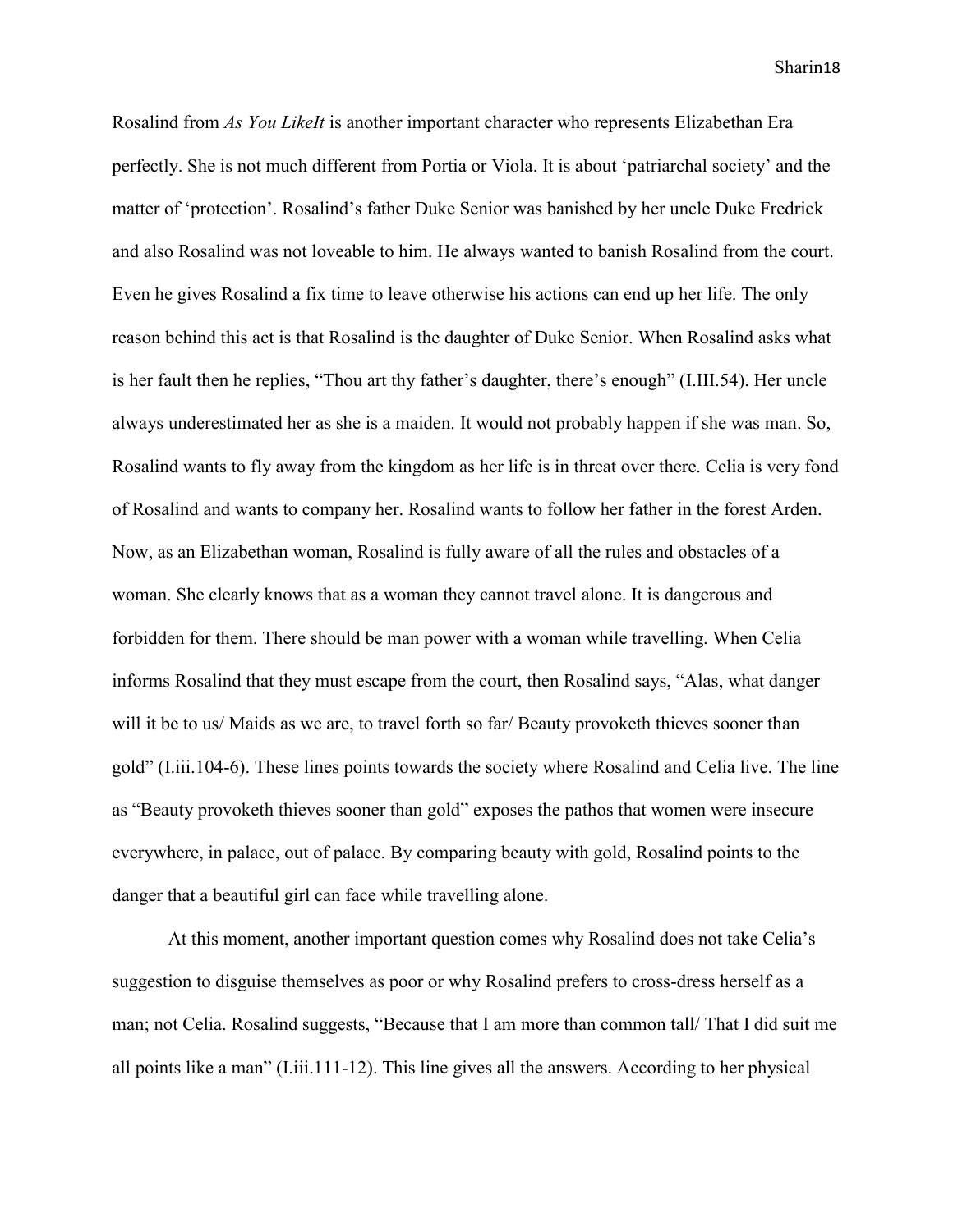Rosalind from *As You LikeIt* is another important character who represents Elizabethan Era perfectly. She is not much different from Portia or Viola. It is about 'patriarchal society' and the matter of 'protection'. Rosalind's father Duke Senior was banished by her uncle Duke Fredrick and also Rosalind was not loveable to him. He always wanted to banish Rosalind from the court. Even he gives Rosalind a fix time to leave otherwise his actions can end up her life. The only reason behind this act is that Rosalind is the daughter of Duke Senior. When Rosalind asks what is her fault then he replies, "Thou art thy father's daughter, there's enough" (I.III.54). Her uncle always underestimated her as she is a maiden. It would not probably happen if she was man. So, Rosalind wants to fly away from the kingdom as her life is in threat over there. Celia is very fond of Rosalind and wants to company her. Rosalind wants to follow her father in the forest Arden. Now, as an Elizabethan woman, Rosalind is fully aware of all the rules and obstacles of a woman. She clearly knows that as a woman they cannot travel alone. It is dangerous and forbidden for them. There should be man power with a woman while travelling. When Celia informs Rosalind that they must escape from the court, then Rosalind says, "Alas, what danger will it be to us/ Maids as we are, to travel forth so far/ Beauty provoketh thieves sooner than gold" (I.iii.104-6). These lines points towards the society where Rosalind and Celia live. The line as "Beauty provoketh thieves sooner than gold" exposes the pathos that women were insecure everywhere, in palace, out of palace. By comparing beauty with gold, Rosalind points to the danger that a beautiful girl can face while travelling alone.

At this moment, another important question comes why Rosalind does not take Celia's suggestion to disguise themselves as poor or why Rosalind prefers to cross-dress herself as a man; not Celia. Rosalind suggests, "Because that I am more than common tall/ That I did suit me all points like a man" (I.iii.111-12). This line gives all the answers. According to her physical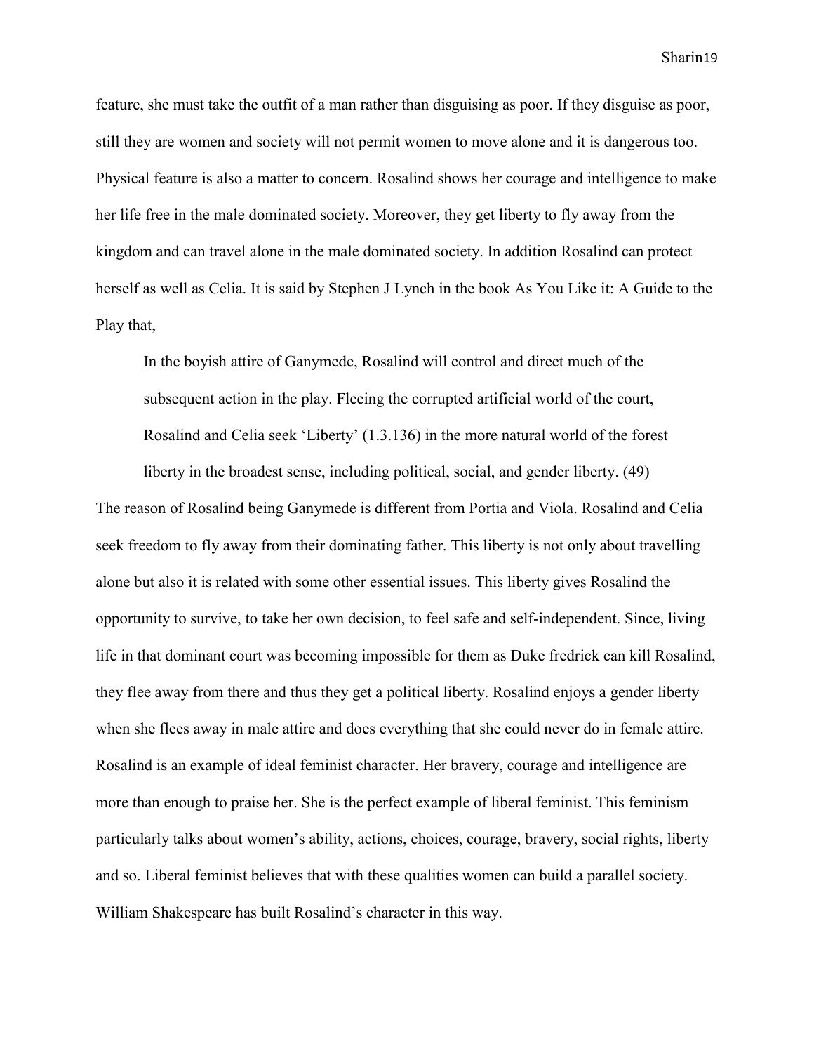feature, she must take the outfit of a man rather than disguising as poor. If they disguise as poor, still they are women and society will not permit women to move alone and it is dangerous too. Physical feature is also a matter to concern. Rosalind shows her courage and intelligence to make her life free in the male dominated society. Moreover, they get liberty to fly away from the kingdom and can travel alone in the male dominated society. In addition Rosalind can protect herself as well as Celia. It is said by Stephen J Lynch in the book As You Like it: A Guide to the Play that,

> In the boyish attire of Ganymede, Rosalind will control and direct much of the subsequent action in the play. Fleeing the corrupted artificial world of the court, Rosalind and Celia seek 'Liberty' (1.3.136) in the more natural world of the forest liberty in the broadest sense, including political, social, and gender liberty. (49)

The reason of Rosalind being Ganymede is different from Portia and Viola. Rosalind and Celia seek freedom to fly away from their dominating father. This liberty is not only about travelling alone but also it is related with some other essential issues. This liberty gives Rosalind the opportunity to survive, to take her own decision, to feel safe and self-independent. Since, living life in that dominant court was becoming impossible for them as Duke fredrick can kill Rosalind, they flee away from there and thus they get a political liberty. Rosalind enjoys a gender liberty when she flees away in male attire and does everything that she could never do in female attire. Rosalind is an example of ideal feminist character. Her bravery, courage and intelligence are more than enough to praise her. She is the perfect example of liberal feminist. This feminism particularly talks about women's ability, actions, choices, courage, bravery, social rights, liberty and so. Liberal feminist believes that with these qualities women can build a parallel society. William Shakespeare has built Rosalind's character in this way.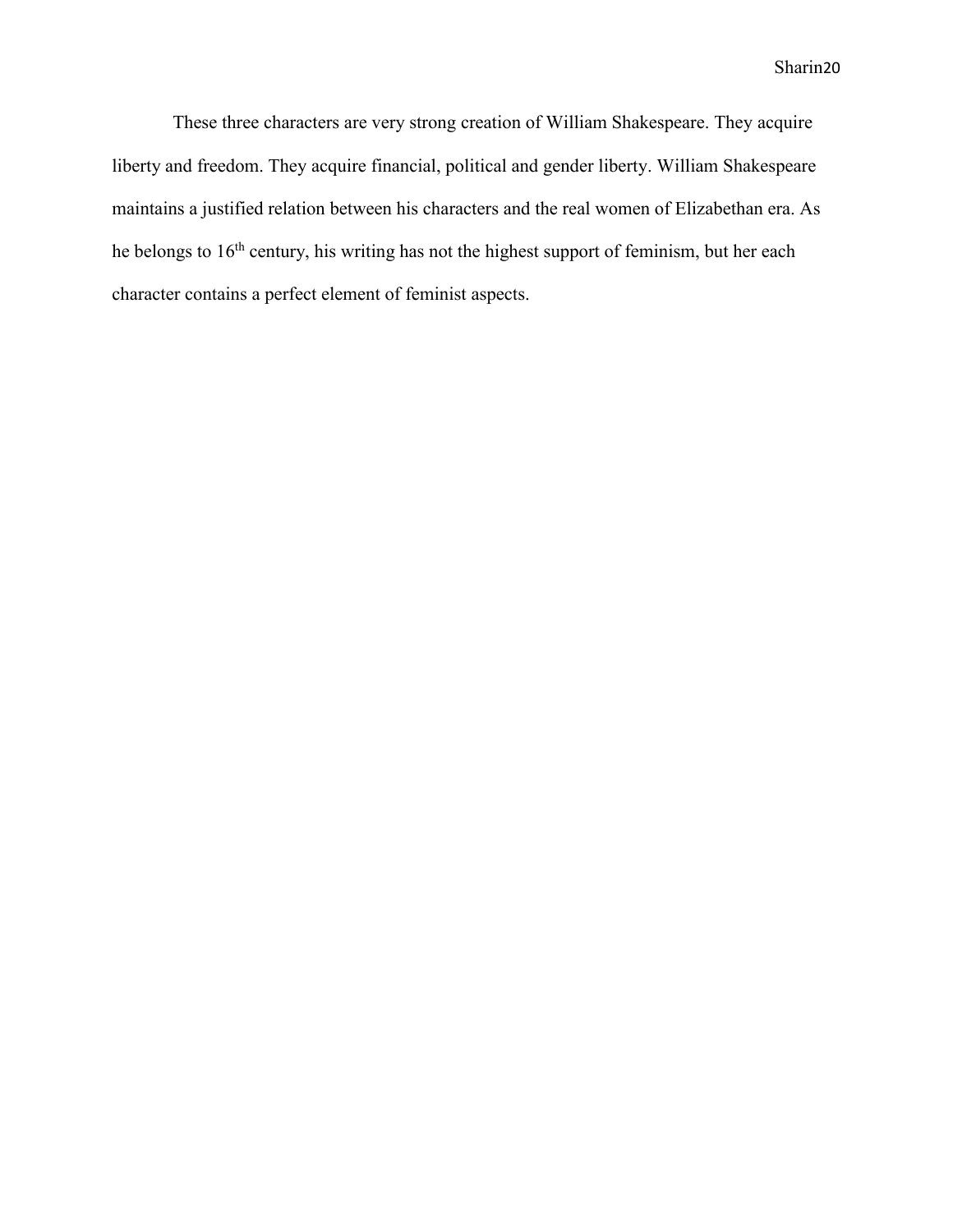These three characters are very strong creation of William Shakespeare. They acquire liberty and freedom. They acquire financial, political and gender liberty. William Shakespeare maintains a justified relation between his characters and the real women of Elizabethan era. As he belongs to $16^{th}$ century, his writing has not the highest support of feminism, but her each character contains a perfect element of feminist aspects.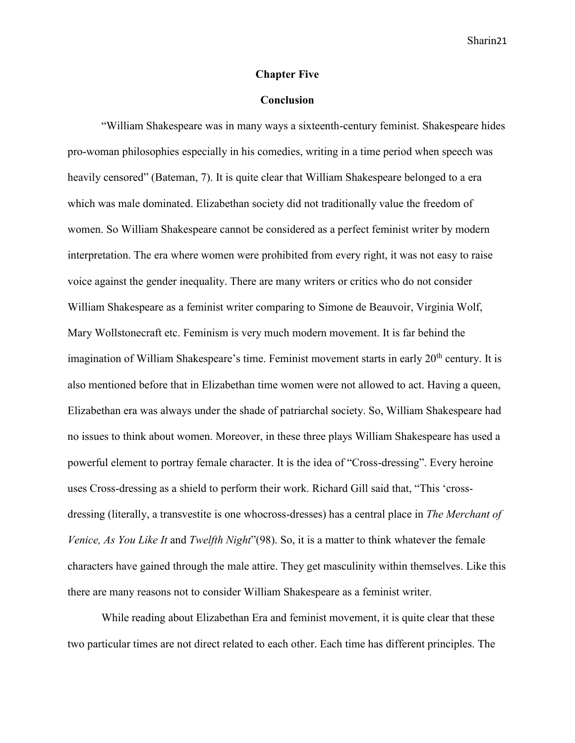## Chapter Five

## Conclusion

"William Shakespeare was in many ways a sixteenth-century feminist. Shakespeare hides pro-woman philosophies especially in his comedies, writing in a time period when speech was heavily censored" (Bateman, 7). It is quite clear that William Shakespeare belonged to a era which was male dominated. Elizabethan society did not traditionally value the freedom of women. So William Shakespeare cannot be considered as a perfect feminist writer by modern interpretation. The era where women were prohibited from every right, it was not easy to raise voice against the gender inequality. There are many writers or critics who do not consider William Shakespeare as a feminist writer comparing to Simone de Beauvoir, Virginia Wolf, Mary Wollstonecraft etc. Feminism is very much modern movement. It is far behind the imagination of William Shakespeare's time. Feminist movement starts in early 20th century. It is also mentioned before that in Elizabethan time women were not allowed to act. Having a queen, Elizabethan era was always under the shade of patriarchal society. So, William Shakespeare had no issues to think about women. Moreover, in these three plays William Shakespeare has used a powerful element to portray female character. It is the idea of "Cross-dressing". Every heroine uses Cross-dressing as a shield to perform their work. Richard Gill said that, "This 'cross-dressing (literally, a transvestite is one whocross-dresses) has a central place in *The Merchant of Venice, As You Like It* and *Twelfth Night*"(98). So, it is a matter to think whatever the female characters have gained through the male attire. They get masculinity within themselves. Like this there are many reasons not to consider William Shakespeare as a feminist writer.

While reading about Elizabethan Era and feminist movement, it is quite clear that these two particular times are not direct related to each other. Each time has different principles. The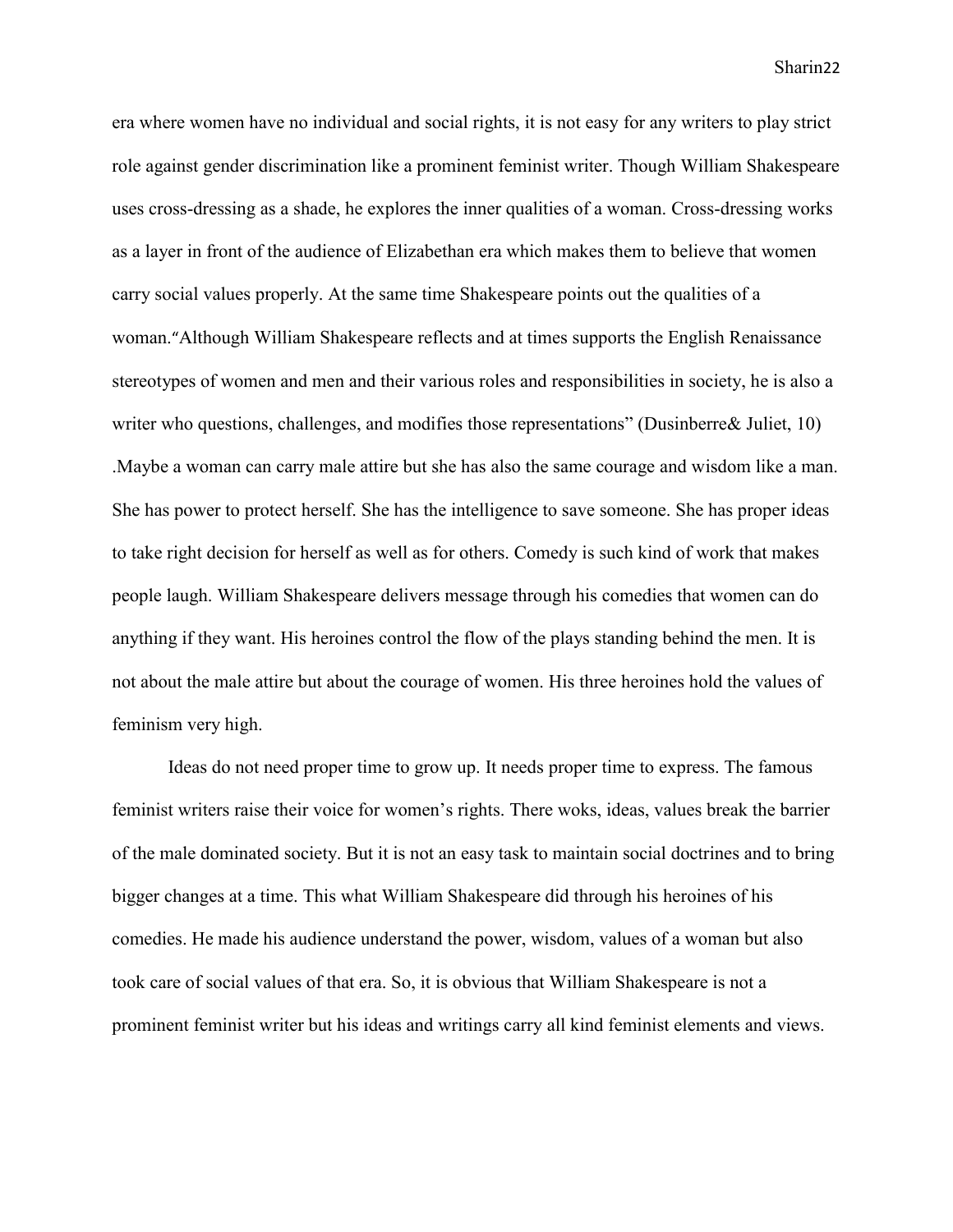era where women have no individual and social rights, it is not easy for any writers to play strict role against gender discrimination like a prominent feminist writer. Though William Shakespeare uses cross-dressing as a shade, he explores the inner qualities of a woman. Cross-dressing works as a layer in front of the audience of Elizabethan era which makes them to believe that women carry social values properly. At the same time Shakespeare points out the qualities of a woman."Although William Shakespeare reflects and at times supports the English Renaissance stereotypes of women and men and their various roles and responsibilities in society, he is also a writer who questions, challenges, and modifies those representations" (Dusinberre& Juliet, 10) .Maybe a woman can carry male attire but she has also the same courage and wisdom like a man. She has power to protect herself. She has the intelligence to save someone. She has proper ideas to take right decision for herself as well as for others. Comedy is such kind of work that makes people laugh. William Shakespeare delivers message through his comedies that women can do anything if they want. His heroines control the flow of the plays standing behind the men. It is not about the male attire but about the courage of women. His three heroines hold the values of feminism very high.

Ideas do not need proper time to grow up. It needs proper time to express. The famous feminist writers raise their voice for women's rights. There woks, ideas, values break the barrier of the male dominated society. But it is not an easy task to maintain social doctrines and to bring bigger changes at a time. This what William Shakespeare did through his heroines of his comedies. He made his audience understand the power, wisdom, values of a woman but also took care of social values of that era. So, it is obvious that William Shakespeare is not a prominent feminist writer but his ideas and writings carry all kind feminist elements and views.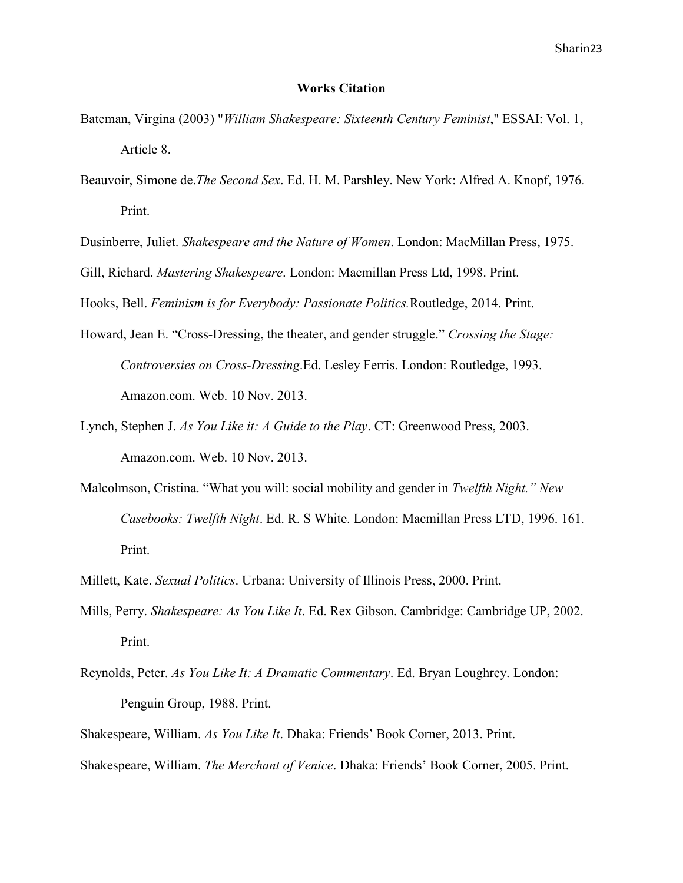**Works Citation**

Bateman, Virgina (2003) "*William Shakespeare: Sixteenth Century Feminist*," ESSAI: Vol. 1, Article 8.

Beauvoir, Simone de.*The Second Sex*. Ed. H. M. Parshley. New York: Alfred A. Knopf, 1976. Print.

Dusinberre, Juliet. *Shakespeare and the Nature of Women*. London: MacMillan Press, 1975.

Gill, Richard. *Mastering Shakespeare*. London: Macmillan Press Ltd, 1998. Print.

Hooks, Bell. *Feminism is for Everybody: Passionate Politics.*Routledge, 2014. Print.

Howard, Jean E. "Cross-Dressing, the theater, and gender struggle." *Crossing the Stage: Controversies on Cross-Dressing*.Ed. Lesley Ferris. London: Routledge, 1993. Amazon.com. Web. 10 Nov. 2013.

Lynch, Stephen J. *As You Like it: A Guide to the Play*. CT: Greenwood Press, 2003. Amazon.com. Web. 10 Nov. 2013.

Malcolmson, Cristina. "What you will: social mobility and gender in *Twelfth Night." New Casebooks: Twelfth Night*. Ed. R. S White. London: Macmillan Press LTD, 1996. 161. Print.

Millett, Kate. *Sexual Politics*. Urbana: University of Illinois Press, 2000. Print.

Mills, Perry. *Shakespeare: As You Like It*. Ed. Rex Gibson. Cambridge: Cambridge UP, 2002. Print.

Reynolds, Peter. *As You Like It: A Dramatic Commentary*. Ed. Bryan Loughrey. London: Penguin Group, 1988. Print.

Shakespeare, William. *As You Like It*. Dhaka: Friends' Book Corner, 2013. Print.

Shakespeare, William. *The Merchant of Venice*. Dhaka: Friends' Book Corner, 2005. Print.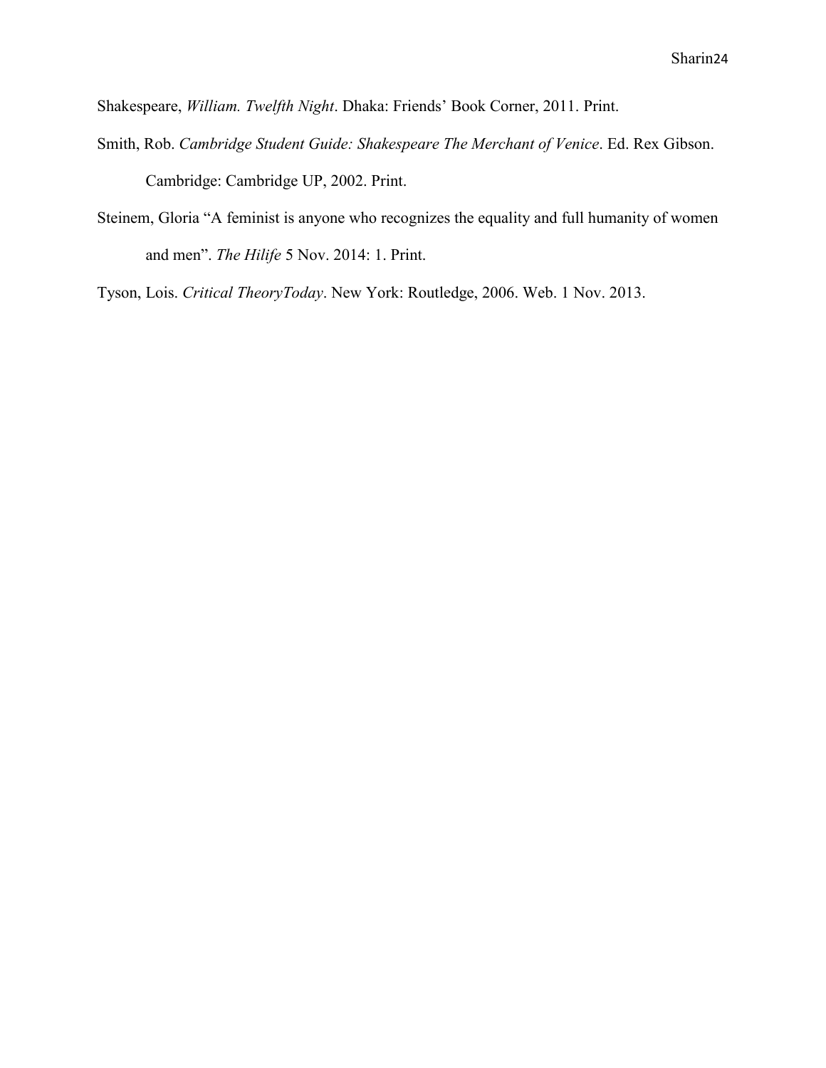Shakespeare, *William. Twelfth Night*. Dhaka: Friends' Book Corner, 2011. Print.

Smith, Rob. *Cambridge Student Guide: Shakespeare The Merchant of Venice*. Ed. Rex Gibson. Cambridge: Cambridge UP, 2002. Print.

Steinem, Gloria "A feminist is anyone who recognizes the equality and full humanity of women and men". *The Hilife* 5 Nov. 2014: 1. Print.

Tyson, Lois. *Critical TheoryToday*. New York: Routledge, 2006. Web. 1 Nov. 2013.